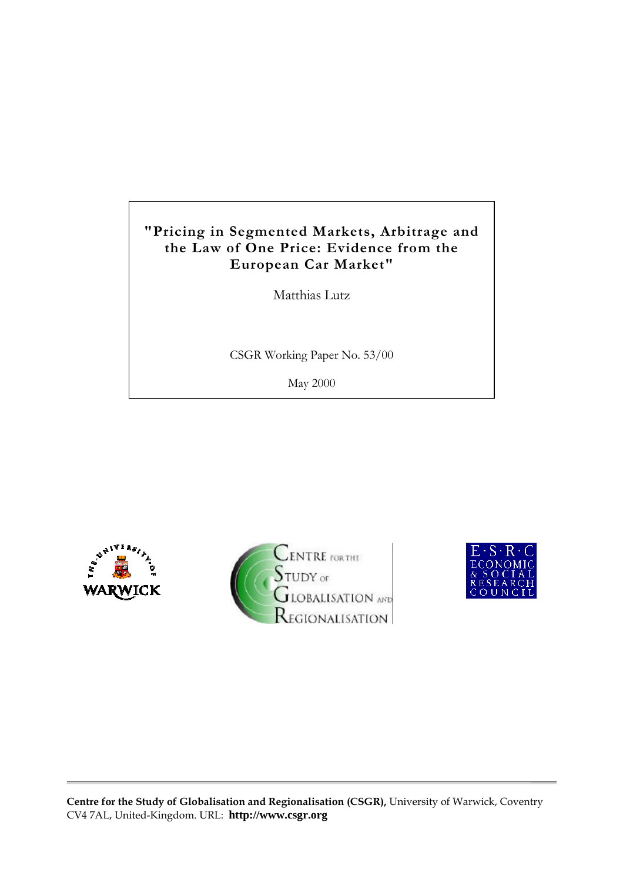# "Pricing in Segmented Markets, Arbitrage and the Law of One Price: Evidence from the European Car Market"

Matthias Lutz

CSGR Working Paper No. 53/00

May 2000

**Centre for the Study of Globalisation and Regionalisation (CSGR),** University of Warwick, Coventry CV4 7AL, United-Kingdom. URL: **http://www.csgr.org**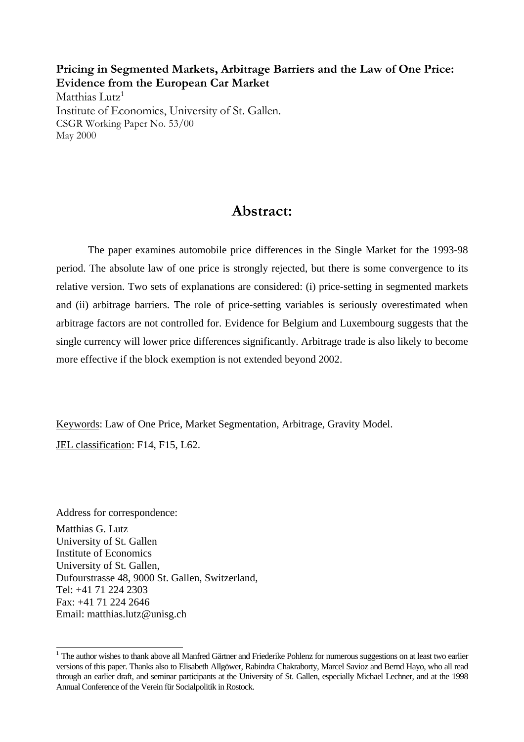**Pricing in Segmented Markets, Arbitrage Barriers and the Law of One Price: Evidence from the European Car Market**

Matthias Lutz[1]

Institute of Economics, University of St. Gallen.

CSGR Working Paper No. 53/00

May 2000

## Abstract:

The paper examines automobile price differences in the Single Market for the 1993-98 period. The absolute law of one price is strongly rejected, but there is some convergence to its relative version. Two sets of explanations are considered: (i) price-setting in segmented markets and (ii) arbitrage barriers. The role of price-setting variables is seriously overestimated when arbitrage factors are not controlled for. Evidence for Belgium and Luxembourg suggests that the single currency will lower price differences significantly. Arbitrage trade is also likely to become more effective if the block exemption is not extended beyond 2002.

Keywords: Law of One Price, Market Segmentation, Arbitrage, Gravity Model.

JEL classification: F14, F15, L62.

Address for correspondence:

Matthias G. Lutz
University of St. Gallen
Institute of Economics
University of St. Gallen,
Dufourstrasse 48, 9000 St. Gallen, Switzerland,
Tel: +41 71 224 2303
Fax: +41 71 224 2646
Email: matthias.lutz@unisg.ch

[1] The author wishes to thank above all Manfred Gärtner and Friederike Pohlenz for numerous suggestions on at least two earlier versions of this paper. Thanks also to Elisabeth Allgöwer, Rabindra Chakraborty, Marcel Savioz and Bernd Hayo, who all read through an earlier draft, and seminar participants at the University of St. Gallen, especially Michael Lechner, and at the 1998 Annual Conference of the Verein für Socialpolitik in Rostock.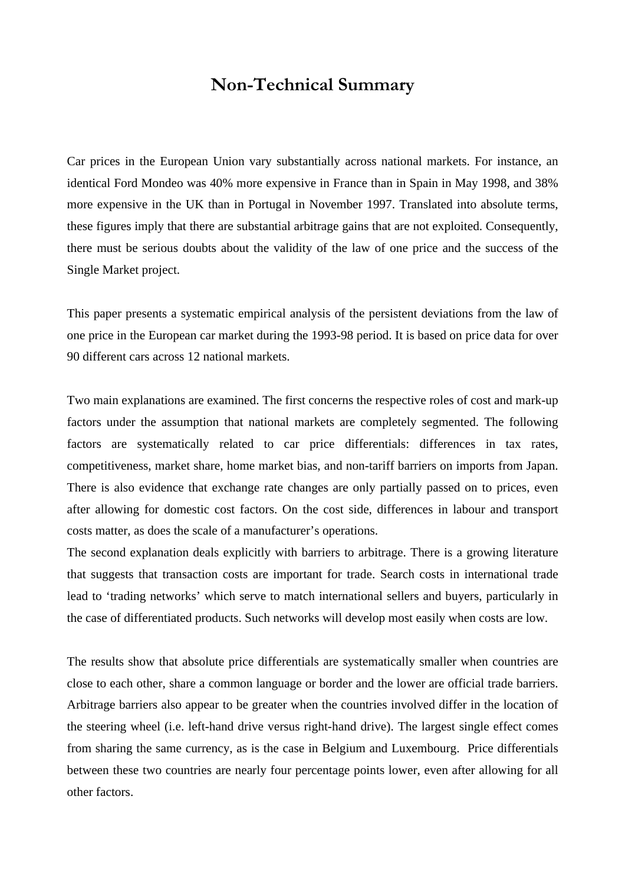# Non-Technical Summary

Car prices in the European Union vary substantially across national markets. For instance, an identical Ford Mondeo was 40% more expensive in France than in Spain in May 1998, and 38% more expensive in the UK than in Portugal in November 1997. Translated into absolute terms, these figures imply that there are substantial arbitrage gains that are not exploited. Consequently, there must be serious doubts about the validity of the law of one price and the success of the Single Market project.

This paper presents a systematic empirical analysis of the persistent deviations from the law of one price in the European car market during the 1993-98 period. It is based on price data for over 90 different cars across 12 national markets.

Two main explanations are examined. The first concerns the respective roles of cost and mark-up factors under the assumption that national markets are completely segmented. The following factors are systematically related to car price differentials: differences in tax rates, competitiveness, market share, home market bias, and non-tariff barriers on imports from Japan. There is also evidence that exchange rate changes are only partially passed on to prices, even after allowing for domestic cost factors. On the cost side, differences in labour and transport costs matter, as does the scale of a manufacturer's operations.

The second explanation deals explicitly with barriers to arbitrage. There is a growing literature that suggests that transaction costs are important for trade. Search costs in international trade lead to 'trading networks' which serve to match international sellers and buyers, particularly in the case of differentiated products. Such networks will develop most easily when costs are low.

The results show that absolute price differentials are systematically smaller when countries are close to each other, share a common language or border and the lower are official trade barriers. Arbitrage barriers also appear to be greater when the countries involved differ in the location of the steering wheel (i.e. left-hand drive versus right-hand drive). The largest single effect comes from sharing the same currency, as is the case in Belgium and Luxembourg. Price differentials between these two countries are nearly four percentage points lower, even after allowing for all other factors.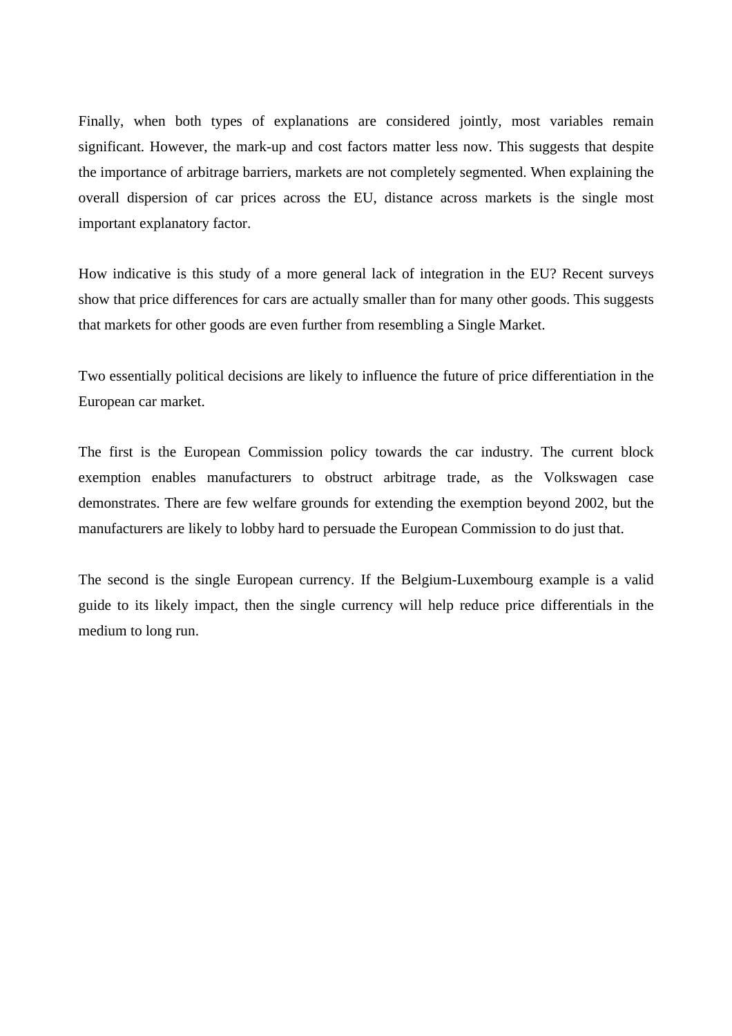Finally, when both types of explanations are considered jointly, most variables remain significant. However, the mark-up and cost factors matter less now. This suggests that despite the importance of arbitrage barriers, markets are not completely segmented. When explaining the overall dispersion of car prices across the EU, distance across markets is the single most important explanatory factor.

How indicative is this study of a more general lack of integration in the EU? Recent surveys show that price differences for cars are actually smaller than for many other goods. This suggests that markets for other goods are even further from resembling a Single Market.

Two essentially political decisions are likely to influence the future of price differentiation in the European car market.

The first is the European Commission policy towards the car industry. The current block exemption enables manufacturers to obstruct arbitrage trade, as the Volkswagen case demonstrates. There are few welfare grounds for extending the exemption beyond 2002, but the manufacturers are likely to lobby hard to persuade the European Commission to do just that.

The second is the single European currency. If the Belgium-Luxembourg example is a valid guide to its likely impact, then the single currency will help reduce price differentials in the medium to long run.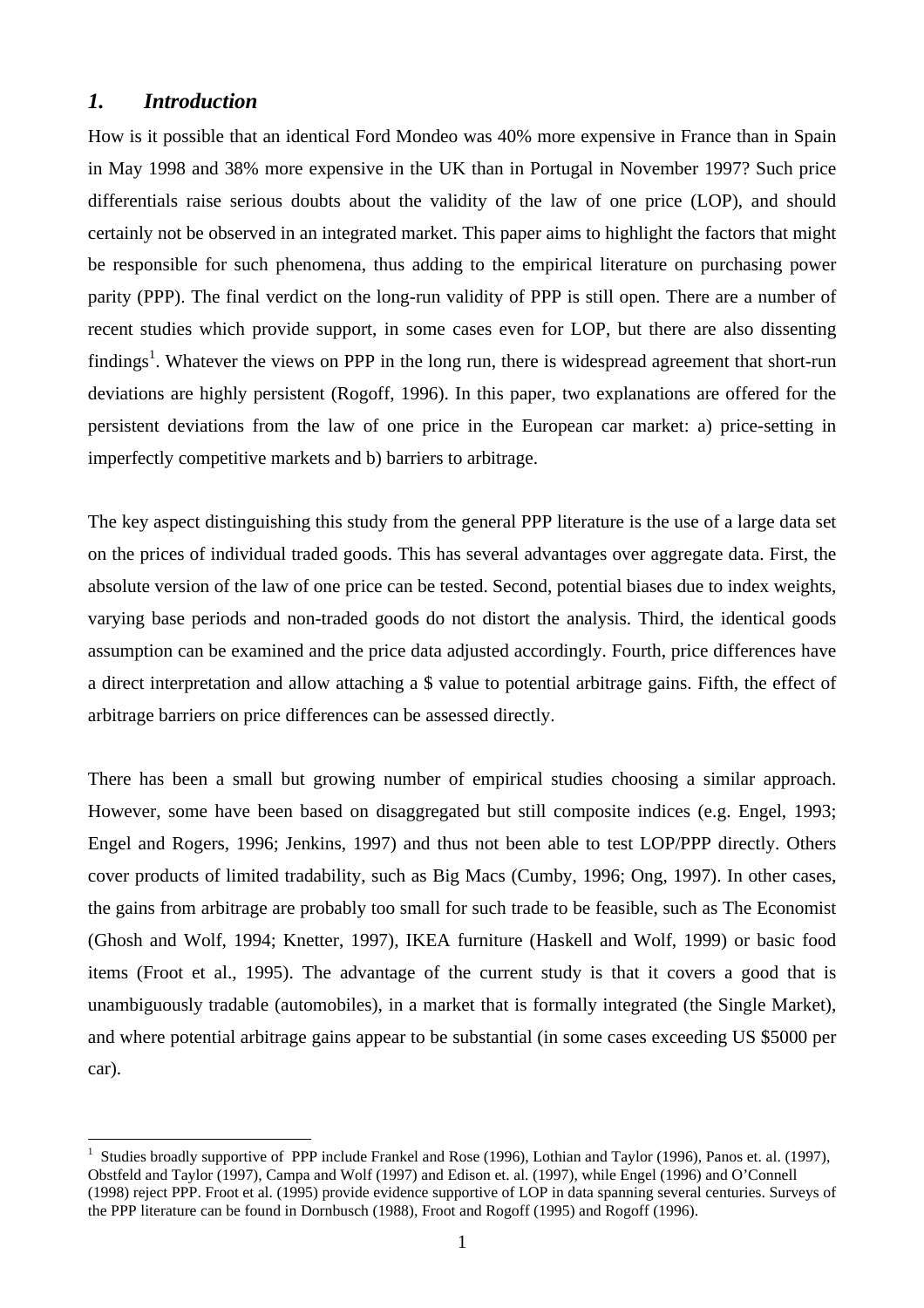## *1. Introduction*

How is it possible that an identical Ford Mondeo was 40% more expensive in France than in Spain in May 1998 and 38% more expensive in the UK than in Portugal in November 1997? Such price differentials raise serious doubts about the validity of the law of one price (LOP), and should certainly not be observed in an integrated market. This paper aims to highlight the factors that might be responsible for such phenomena, thus adding to the empirical literature on purchasing power parity (PPP). The final verdict on the long-run validity of PPP is still open. There are a number of recent studies which provide support, in some cases even for LOP, but there are also dissenting findings[1]. Whatever the views on PPP in the long run, there is widespread agreement that short-run deviations are highly persistent (Rogoff, 1996). In this paper, two explanations are offered for the persistent deviations from the law of one price in the European car market: a) price-setting in imperfectly competitive markets and b) barriers to arbitrage.

The key aspect distinguishing this study from the general PPP literature is the use of a large data set on the prices of individual traded goods. This has several advantages over aggregate data. First, the absolute version of the law of one price can be tested. Second, potential biases due to index weights, varying base periods and non-traded goods do not distort the analysis. Third, the identical goods assumption can be examined and the price data adjusted accordingly. Fourth, price differences have a direct interpretation and allow attaching a $ value to potential arbitrage gains. Fifth, the effect of arbitrage barriers on price differences can be assessed directly.

There has been a small but growing number of empirical studies choosing a similar approach. However, some have been based on disaggregated but still composite indices (e.g. Engel, 1993; Engel and Rogers, 1996; Jenkins, 1997) and thus not been able to test LOP/PPP directly. Others cover products of limited tradability, such as Big Macs (Cumby, 1996; Ong, 1997). In other cases, the gains from arbitrage are probably too small for such trade to be feasible, such as The Economist (Ghosh and Wolf, 1994; Knetter, 1997), IKEA furniture (Haskell and Wolf, 1999) or basic food items (Froot et al., 1995). The advantage of the current study is that it covers a good that is unambiguously tradable (automobiles), in a market that is formally integrated (the Single Market), and where potential arbitrage gains appear to be substantial (in some cases exceeding US $5000 per car).

---

[1] Studies broadly supportive of PPP include Frankel and Rose (1996), Lothian and Taylor (1996), Panos et. al. (1997), Obstfeld and Taylor (1997), Campa and Wolf (1997) and Edison et. al. (1997), while Engel (1996) and O'Connell (1998) reject PPP. Froot et al. (1995) provide evidence supportive of LOP in data spanning several centuries. Surveys of the PPP literature can be found in Dornbusch (1988), Froot and Rogoff (1995) and Rogoff (1996).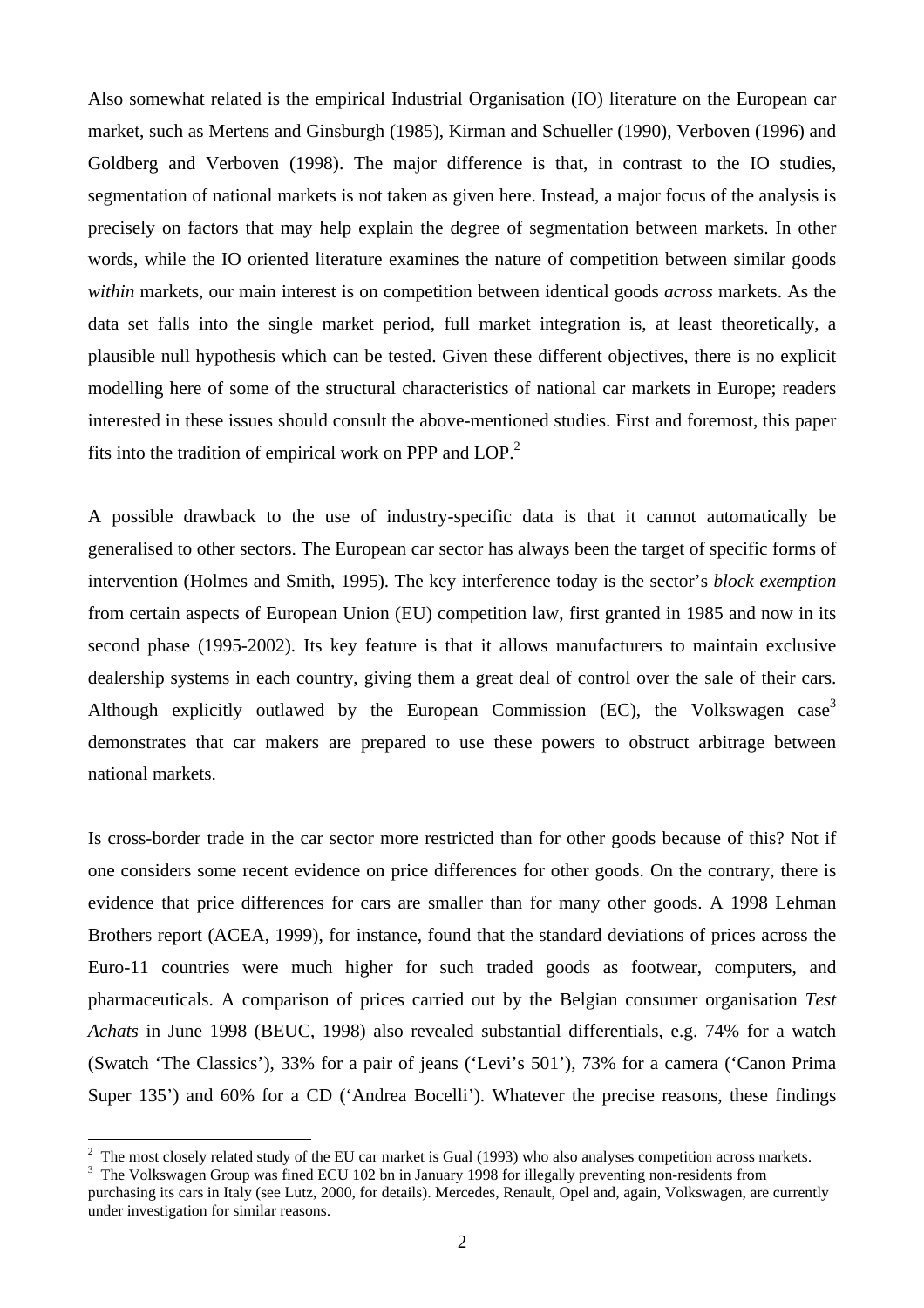Also somewhat related is the empirical Industrial Organisation (IO) literature on the European car market, such as Mertens and Ginsburgh (1985), Kirman and Schueller (1990), Verboven (1996) and Goldberg and Verboven (1998). The major difference is that, in contrast to the IO studies, segmentation of national markets is not taken as given here. Instead, a major focus of the analysis is precisely on factors that may help explain the degree of segmentation between markets. In other words, while the IO oriented literature examines the nature of competition between similar goods *within* markets, our main interest is on competition between identical goods *across* markets. As the data set falls into the single market period, full market integration is, at least theoretically, a plausible null hypothesis which can be tested. Given these different objectives, there is no explicit modelling here of some of the structural characteristics of national car markets in Europe; readers interested in these issues should consult the above-mentioned studies. First and foremost, this paper fits into the tradition of empirical work on PPP and LOP.[2]

A possible drawback to the use of industry-specific data is that it cannot automatically be generalised to other sectors. The European car sector has always been the target of specific forms of intervention (Holmes and Smith, 1995). The key interference today is the sector's *block exemption* from certain aspects of European Union (EU) competition law, first granted in 1985 and now in its second phase (1995-2002). Its key feature is that it allows manufacturers to maintain exclusive dealership systems in each country, giving them a great deal of control over the sale of their cars. Although explicitly outlawed by the European Commission (EC), the Volkswagen case[3] demonstrates that car makers are prepared to use these powers to obstruct arbitrage between national markets.

Is cross-border trade in the car sector more restricted than for other goods because of this? Not if one considers some recent evidence on price differences for other goods. On the contrary, there is evidence that price differences for cars are smaller than for many other goods. A 1998 Lehman Brothers report (ACEA, 1999), for instance, found that the standard deviations of prices across the Euro-11 countries were much higher for such traded goods as footwear, computers, and pharmaceuticals. A comparison of prices carried out by the Belgian consumer organisation *Test Achats* in June 1998 (BEUC, 1998) also revealed substantial differentials, e.g. 74% for a watch (Swatch 'The Classics'), 33% for a pair of jeans ('Levi's 501'), 73% for a camera ('Canon Prima Super 135') and 60% for a CD ('Andrea Bocelli'). Whatever the precise reasons, these findings

---

[2] The most closely related study of the EU car market is Gual (1993) who also analyses competition across markets.

[3] The Volkswagen Group was fined ECU 102 bn in January 1998 for illegally preventing non-residents from purchasing its cars in Italy (see Lutz, 2000, for details). Mercedes, Renault, Opel and, again, Volkswagen, are currently under investigation for similar reasons.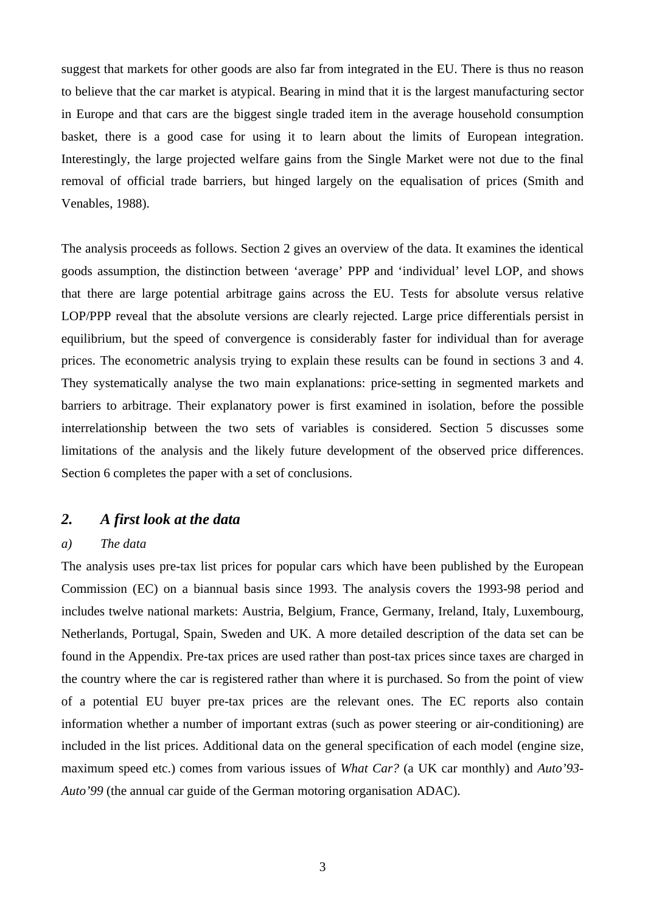suggest that markets for other goods are also far from integrated in the EU. There is thus no reason to believe that the car market is atypical. Bearing in mind that it is the largest manufacturing sector in Europe and that cars are the biggest single traded item in the average household consumption basket, there is a good case for using it to learn about the limits of European integration. Interestingly, the large projected welfare gains from the Single Market were not due to the final removal of official trade barriers, but hinged largely on the equalisation of prices (Smith and Venables, 1988).

The analysis proceeds as follows. Section 2 gives an overview of the data. It examines the identical goods assumption, the distinction between 'average' PPP and 'individual' level LOP, and shows that there are large potential arbitrage gains across the EU. Tests for absolute versus relative LOP/PPP reveal that the absolute versions are clearly rejected. Large price differentials persist in equilibrium, but the speed of convergence is considerably faster for individual than for average prices. The econometric analysis trying to explain these results can be found in sections 3 and 4. They systematically analyse the two main explanations: price-setting in segmented markets and barriers to arbitrage. Their explanatory power is first examined in isolation, before the possible interrelationship between the two sets of variables is considered. Section 5 discusses some limitations of the analysis and the likely future development of the observed price differences. Section 6 completes the paper with a set of conclusions.

## *2. A first look at the data*

### *a) The data*

The analysis uses pre-tax list prices for popular cars which have been published by the European Commission (EC) on a biannual basis since 1993. The analysis covers the 1993-98 period and includes twelve national markets: Austria, Belgium, France, Germany, Ireland, Italy, Luxembourg, Netherlands, Portugal, Spain, Sweden and UK. A more detailed description of the data set can be found in the Appendix. Pre-tax prices are used rather than post-tax prices since taxes are charged in the country where the car is registered rather than where it is purchased. So from the point of view of a potential EU buyer pre-tax prices are the relevant ones. The EC reports also contain information whether a number of important extras (such as power steering or air-conditioning) are included in the list prices. Additional data on the general specification of each model (engine size, maximum speed etc.) comes from various issues of *What Car?* (a UK car monthly) and *Auto'93-Auto'99* (the annual car guide of the German motoring organisation ADAC).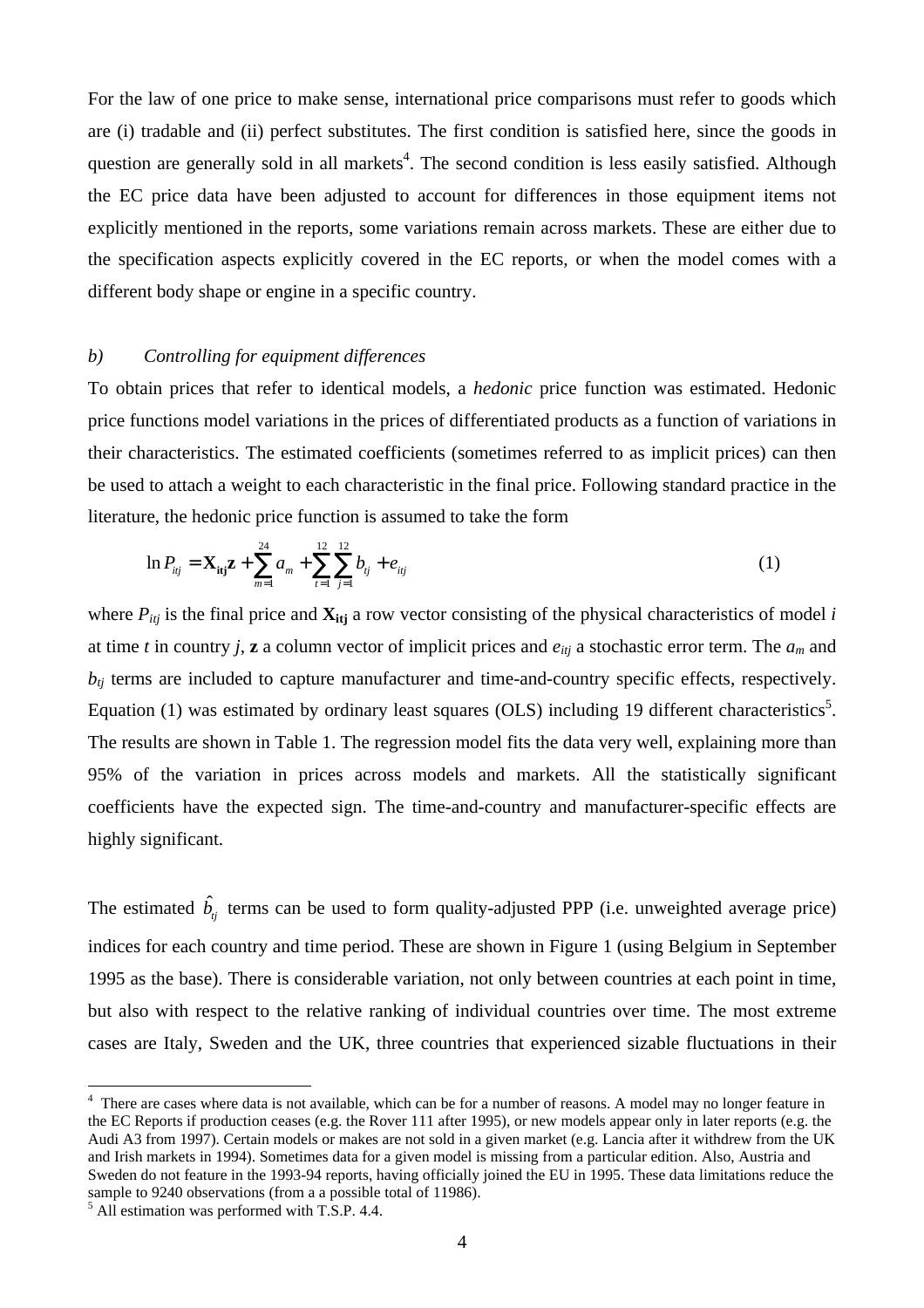For the law of one price to make sense, international price comparisons must refer to goods which are (i) tradable and (ii) perfect substitutes. The first condition is satisfied here, since the goods in question are generally sold in all markets[4]. The second condition is less easily satisfied. Although the EC price data have been adjusted to account for differences in those equipment items not explicitly mentioned in the reports, some variations remain across markets. These are either due to the specification aspects explicitly covered in the EC reports, or when the model comes with a different body shape or engine in a specific country.

### b) *Controlling for equipment differences*

To obtain prices that refer to identical models, a *hedonic* price function was estimated. Hedonic price functions model variations in the prices of differentiated products as a function of variations in their characteristics. The estimated coefficients (sometimes referred to as implicit prices) can then be used to attach a weight to each characteristic in the final price. Following standard practice in the literature, the hedonic price function is assumed to take the form

$$\ln P_{itj} = \mathbf{X_{itj}}\mathbf{z} + \sum_{m=1}^{24} a_m + \sum_{t=1}^{12}\sum_{j=1}^{12} b_{tj} + e_{itj} \qquad (1)$$

where $P_{itj}$ is the final price and $\mathbf{X_{itj}}$ a row vector consisting of the physical characteristics of model $i$ at time $t$ in country $j$, $\mathbf{z}$ a column vector of implicit prices and $e_{itj}$ a stochastic error term. The $a_m$ and $b_{tj}$ terms are included to capture manufacturer and time-and-country specific effects, respectively. Equation (1) was estimated by ordinary least squares (OLS) including 19 different characteristics[5]. The results are shown in Table 1. The regression model fits the data very well, explaining more than 95% of the variation in prices across models and markets. All the statistically significant coefficients have the expected sign. The time-and-country and manufacturer-specific effects are highly significant.

The estimated $\hat{b}_{tj}$ terms can be used to form quality-adjusted PPP (i.e. unweighted average price) indices for each country and time period. These are shown in Figure 1 (using Belgium in September 1995 as the base). There is considerable variation, not only between countries at each point in time, but also with respect to the relative ranking of individual countries over time. The most extreme cases are Italy, Sweden and the UK, three countries that experienced sizable fluctuations in their

---

[4] There are cases where data is not available, which can be for a number of reasons. A model may no longer feature in the EC Reports if production ceases (e.g. the Rover 111 after 1995), or new models appear only in later reports (e.g. the Audi A3 from 1997). Certain models or makes are not sold in a given market (e.g. Lancia after it withdrew from the UK and Irish markets in 1994). Sometimes data for a given model is missing from a particular edition. Also, Austria and Sweden do not feature in the 1993-94 reports, having officially joined the EU in 1995. These data limitations reduce the sample to 9240 observations (from a a possible total of 11986).

[5] All estimation was performed with T.S.P. 4.4.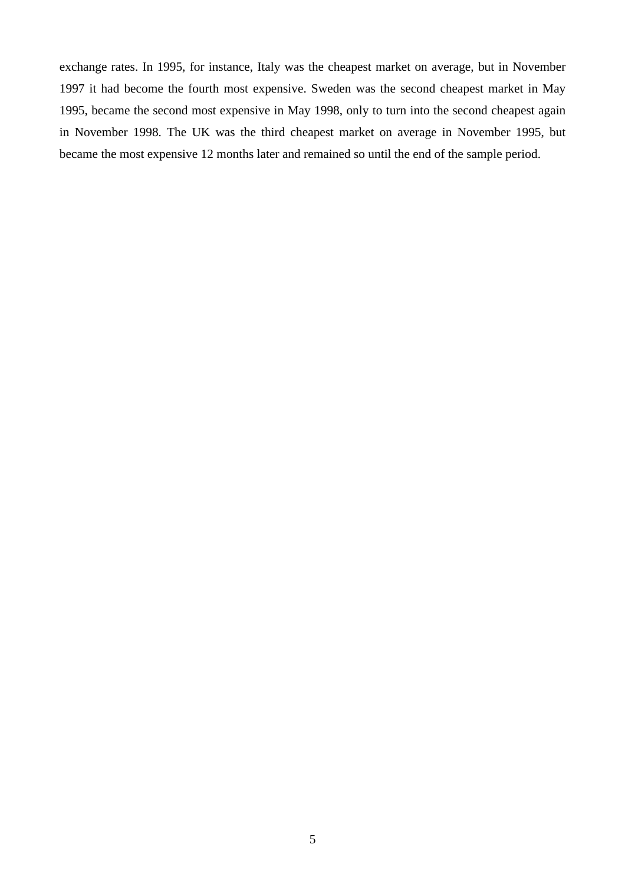exchange rates. In 1995, for instance, Italy was the cheapest market on average, but in November 1997 it had become the fourth most expensive. Sweden was the second cheapest market in May 1995, became the second most expensive in May 1998, only to turn into the second cheapest again in November 1998. The UK was the third cheapest market on average in November 1995, but became the most expensive 12 months later and remained so until the end of the sample period.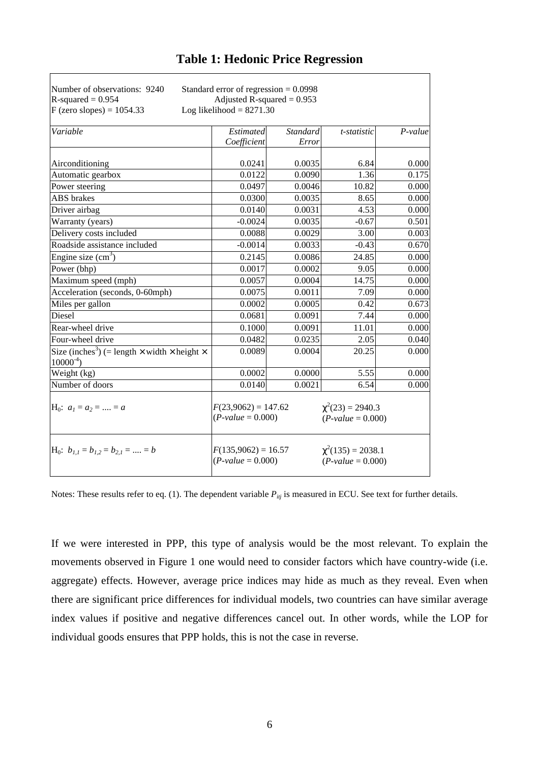## Table 1: Hedonic Price Regression

| Number of observations: 9240<br>R-squared = 0.954<br>F (zero slopes) = 1054.33 | Standard error of regression = 0.0998<br>Adjusted R-squared = 0.953<br>Log likelihood = 8271.30 | | | |
|---|---|---|---|---|
| *Variable* | *Estimated Coefficient* | *Standard Error* | *t-statistic* | *P-value* |
| Airconditioning | 0.0241 | 0.0035 | 6.84 | 0.000 |
| Automatic gearbox | 0.0122 | 0.0090 | 1.36 | 0.175 |
| Power steering | 0.0497 | 0.0046 | 10.82 | 0.000 |
| ABS brakes | 0.0300 | 0.0035 | 8.65 | 0.000 |
| Driver airbag | 0.0140 | 0.0031 | 4.53 | 0.000 |
| Warranty (years) | -0.0024 | 0.0035 | -0.67 | 0.501 |
| Delivery costs included | 0.0088 | 0.0029 | 3.00 | 0.003 |
| Roadside assistance included | -0.0014 | 0.0033 | -0.43 | 0.670 |
| Engine size ($cm^3$) | 0.2145 | 0.0086 | 24.85 | 0.000 |
| Power (bhp) | 0.0017 | 0.0002 | 9.05 | 0.000 |
| Maximum speed (mph) | 0.0057 | 0.0004 | 14.75 | 0.000 |
| Acceleration (seconds, 0-60mph) | 0.0075 | 0.0011 | 7.09 | 0.000 |
| Miles per gallon | 0.0002 | 0.0005 | 0.42 | 0.673 |
| Diesel | 0.0681 | 0.0091 | 7.44 | 0.000 |
| Rear-wheel drive | 0.1000 | 0.0091 | 11.01 | 0.000 |
| Four-wheel drive | 0.0482 | 0.0235 | 2.05 | 0.040 |
| Size ($inches^3$) (= length × width × height × $10000^{-4}$) | 0.0089 | 0.0004 | 20.25 | 0.000 |
| Weight (kg) | 0.0002 | 0.0000 | 5.55 | 0.000 |
| Number of doors | 0.0140 | 0.0021 | 6.54 | 0.000 |
| $H_0$: $a_1 = a_2 = .... = a$ | $F(23,9062) = 147.62$ ($P$-$value$ = 0.000) | | $\chi^2(23) = 2940.3$ ($P$-$value$ = 0.000) | |
| $H_0$: $b_{1,1} = b_{1,2} = b_{2,1} = .... = b$ | $F(135,9062) = 16.57$ ($P$-$value$ = 0.000) | | $\chi^2(135) = 2038.1$ ($P$-$value$ = 0.000) | |

Notes: These results refer to eq. (1). The dependent variable $P_{itj}$ is measured in ECU. See text for further details.

If we were interested in PPP, this type of analysis would be the most relevant. To explain the movements observed in Figure 1 one would need to consider factors which have country-wide (i.e. aggregate) effects. However, average price indices may hide as much as they reveal. Even when there are significant price differences for individual models, two countries can have similar average index values if positive and negative differences cancel out. In other words, while the LOP for individual goods ensures that PPP holds, this is not the case in reverse.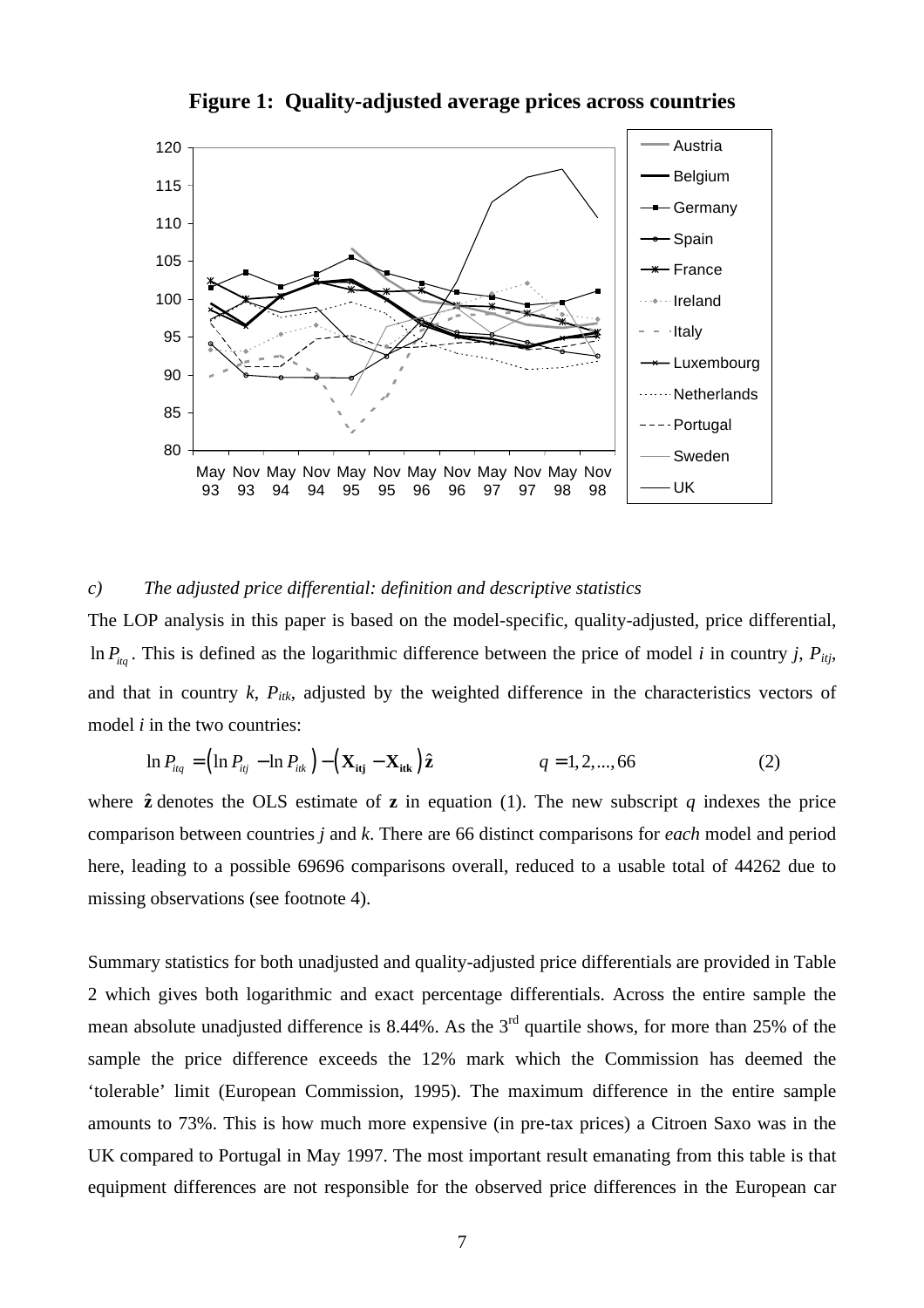**Figure 1: Quality-adjusted average prices across countries**

*c) The adjusted price differential: definition and descriptive statistics*

The LOP analysis in this paper is based on the model-specific, quality-adjusted, price differential, $\ln P_{itq}$. This is defined as the logarithmic difference between the price of model *i* in country *j*, $P_{itj}$, and that in country *k*, $P_{itk}$, adjusted by the weighted difference in the characteristics vectors of model *i* in the two countries:

$$\ln P_{itq} = \left(\ln P_{itj} - \ln P_{itk}\right) - \left(\mathbf{X_{itj}} - \mathbf{X_{itk}}\right)\hat{\mathbf{z}} \qquad\qquad q = 1, 2, ..., 66 \qquad\qquad (2)$$

where $\hat{\mathbf{z}}$ denotes the OLS estimate of $\mathbf{z}$ in equation (1). The new subscript *q* indexes the price comparison between countries *j* and *k*. There are 66 distinct comparisons for *each* model and period here, leading to a possible 69696 comparisons overall, reduced to a usable total of 44262 due to missing observations (see footnote 4).

Summary statistics for both unadjusted and quality-adjusted price differentials are provided in Table 2 which gives both logarithmic and exact percentage differentials. Across the entire sample the mean absolute unadjusted difference is 8.44%. As the 3rd quartile shows, for more than 25% of the sample the price difference exceeds the 12% mark which the Commission has deemed the 'tolerable' limit (European Commission, 1995). The maximum difference in the entire sample amounts to 73%. This is how much more expensive (in pre-tax prices) a Citroen Saxo was in the UK compared to Portugal in May 1997. The most important result emanating from this table is that equipment differences are not responsible for the observed price differences in the European car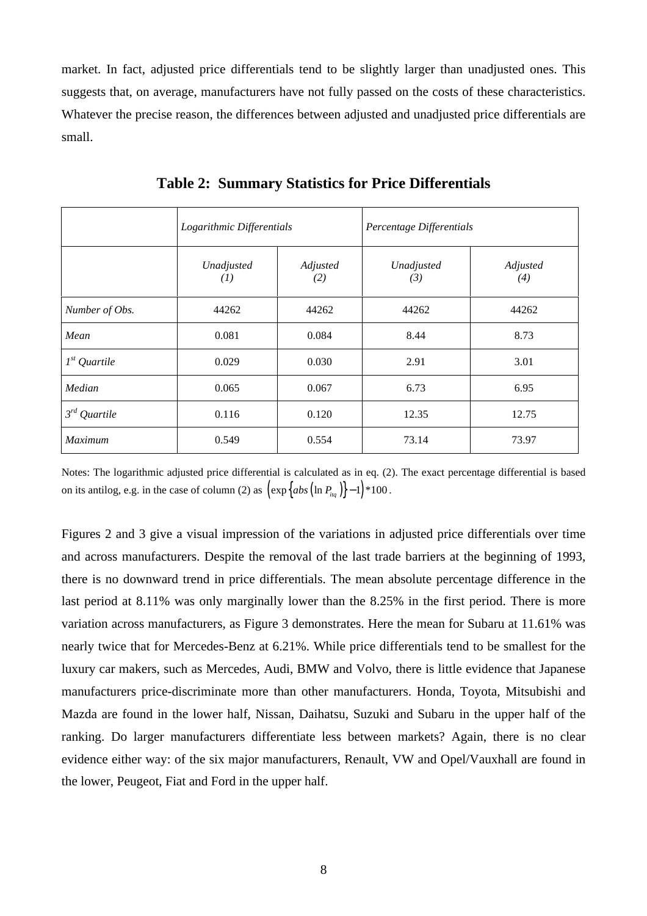market. In fact, adjusted price differentials tend to be slightly larger than unadjusted ones. This suggests that, on average, manufacturers have not fully passed on the costs of these characteristics. Whatever the precise reason, the differences between adjusted and unadjusted price differentials are small.

**Table 2: Summary Statistics for Price Differentials**

| | *Logarithmic Differentials* | | *Percentage Differentials* | |
|---|---|---|---|---|
| | *Unadjusted (1)* | *Adjusted (2)* | *Unadjusted (3)* | *Adjusted (4)* |
| *Number of Obs.* | 44262 | 44262 | 44262 | 44262 |
| *Mean* | 0.081 | 0.084 | 8.44 | 8.73 |
| *1st Quartile* | 0.029 | 0.030 | 2.91 | 3.01 |
| *Median* | 0.065 | 0.067 | 6.73 | 6.95 |
| *3rd Quartile* | 0.116 | 0.120 | 12.35 | 12.75 |
| *Maximum* | 0.549 | 0.554 | 73.14 | 73.97 |

Notes: The logarithmic adjusted price differential is calculated as in eq. (2). The exact percentage differential is based on its antilog, e.g. in the case of column (2) as $\left(\exp\left\{abs\left(\ln P_{itq}\right)\right\}-1\right)*100$.

Figures 2 and 3 give a visual impression of the variations in adjusted price differentials over time and across manufacturers. Despite the removal of the last trade barriers at the beginning of 1993, there is no downward trend in price differentials. The mean absolute percentage difference in the last period at 8.11% was only marginally lower than the 8.25% in the first period. There is more variation across manufacturers, as Figure 3 demonstrates. Here the mean for Subaru at 11.61% was nearly twice that for Mercedes-Benz at 6.21%. While price differentials tend to be smallest for the luxury car makers, such as Mercedes, Audi, BMW and Volvo, there is little evidence that Japanese manufacturers price-discriminate more than other manufacturers. Honda, Toyota, Mitsubishi and Mazda are found in the lower half, Nissan, Daihatsu, Suzuki and Subaru in the upper half of the ranking. Do larger manufacturers differentiate less between markets? Again, there is no clear evidence either way: of the six major manufacturers, Renault, VW and Opel/Vauxhall are found in the lower, Peugeot, Fiat and Ford in the upper half.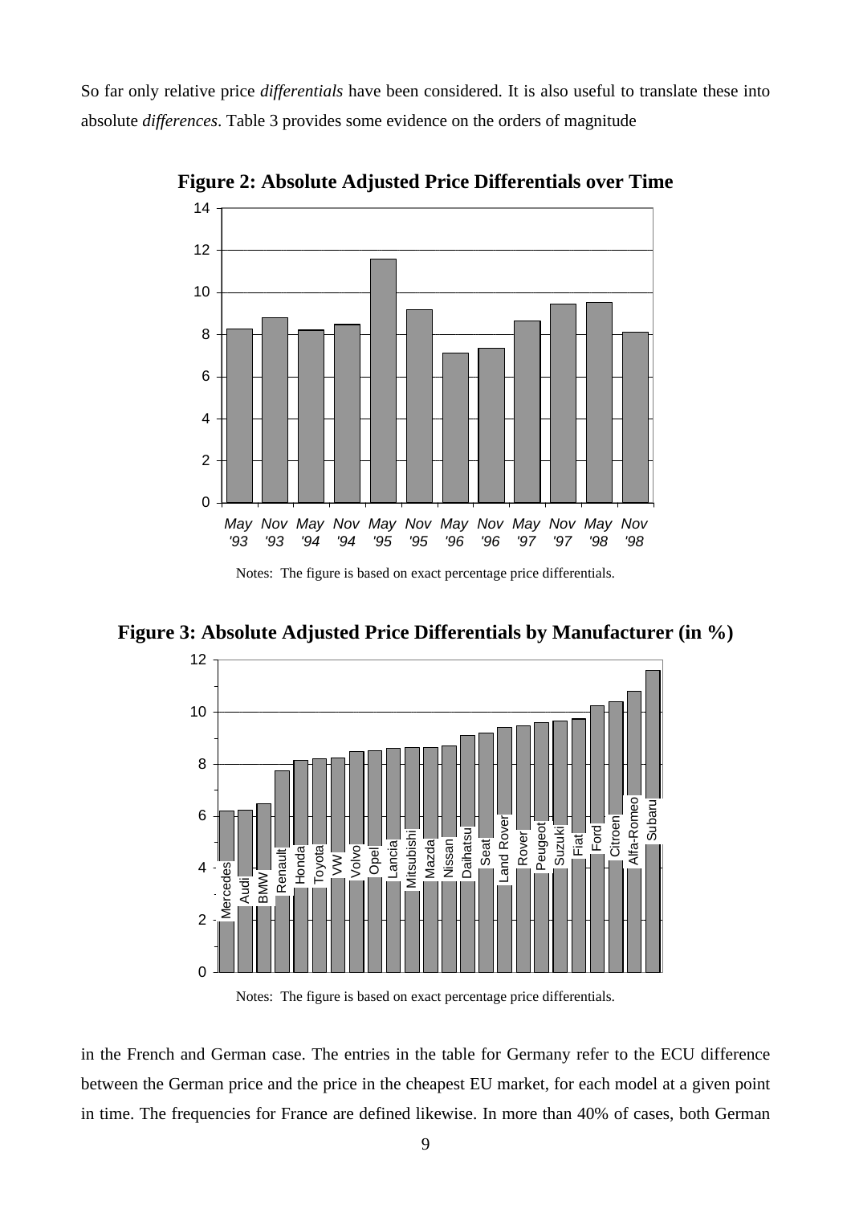So far only relative price *differentials* have been considered. It is also useful to translate these into absolute *differences*. Table 3 provides some evidence on the orders of magnitude

**Figure 2: Absolute Adjusted Price Differentials over Time**

Notes: The figure is based on exact percentage price differentials.

**Figure 3: Absolute Adjusted Price Differentials by Manufacturer (in %)**

Notes: The figure is based on exact percentage price differentials.

in the French and German case. The entries in the table for Germany refer to the ECU difference between the German price and the price in the cheapest EU market, for each model at a given point in time. The frequencies for France are defined likewise. In more than 40% of cases, both German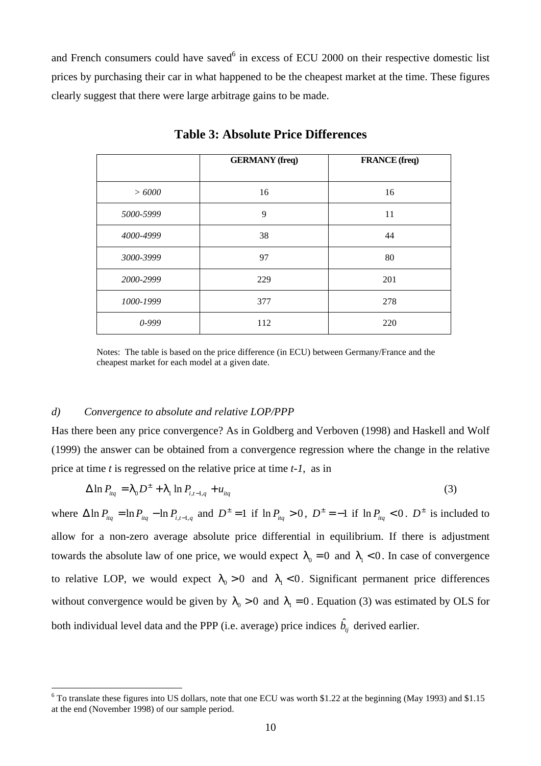and French consumers could have saved[6] in excess of ECU 2000 on their respective domestic list prices by purchasing their car in what happened to be the cheapest market at the time. These figures clearly suggest that there were large arbitrage gains to be made.

**Table 3: Absolute Price Differences**

| | **GERMANY (freq)** | **FRANCE (freq)** |
|---|---|---|
| *> 6000* | 16 | 16 |
| *5000-5999* | 9 | 11 |
| *4000-4999* | 38 | 44 |
| *3000-3999* | 97 | 80 |
| *2000-2999* | 229 | 201 |
| *1000-1999* | 377 | 278 |
| *0-999* | 112 | 220 |

Notes: The table is based on the price difference (in ECU) between Germany/France and the cheapest market for each model at a given date.

*d) Convergence to absolute and relative LOP/PPP*

Has there been any price convergence? As in Goldberg and Verboven (1998) and Haskell and Wolf (1999) the answer can be obtained from a convergence regression where the change in the relative price at time *t* is regressed on the relative price at time *t-1*, as in

$$\Delta \ln P_{itq} = \lambda_0 D^{\pm} + \lambda_1 \ln P_{i,t-1,q} + u_{itq} \tag{3}$$

where $\Delta \ln P_{itq} = \ln P_{itq} - \ln P_{i,t-1,q}$ and $D^{\pm} = 1$ if $\ln P_{itq} > 0$, $D^{\pm} = -1$ if $\ln P_{itq} < 0$. $D^{\pm}$ is included to allow for a non-zero average absolute price differential in equilibrium. If there is adjustment towards the absolute law of one price, we would expect $\lambda_0 = 0$ and $\lambda_1 < 0$. In case of convergence to relative LOP, we would expect $\lambda_0 > 0$ and $\lambda_1 < 0$. Significant permanent price differences without convergence would be given by $\lambda_0 > 0$ and $\lambda_1 = 0$. Equation (3) was estimated by OLS for both individual level data and the PPP (i.e. average) price indices $\hat{b}_{tj}$ derived earlier.

[6] To translate these figures into US dollars, note that one ECU was worth \$1.22 at the beginning (May 1993) and \$1.15 at the end (November 1998) of our sample period.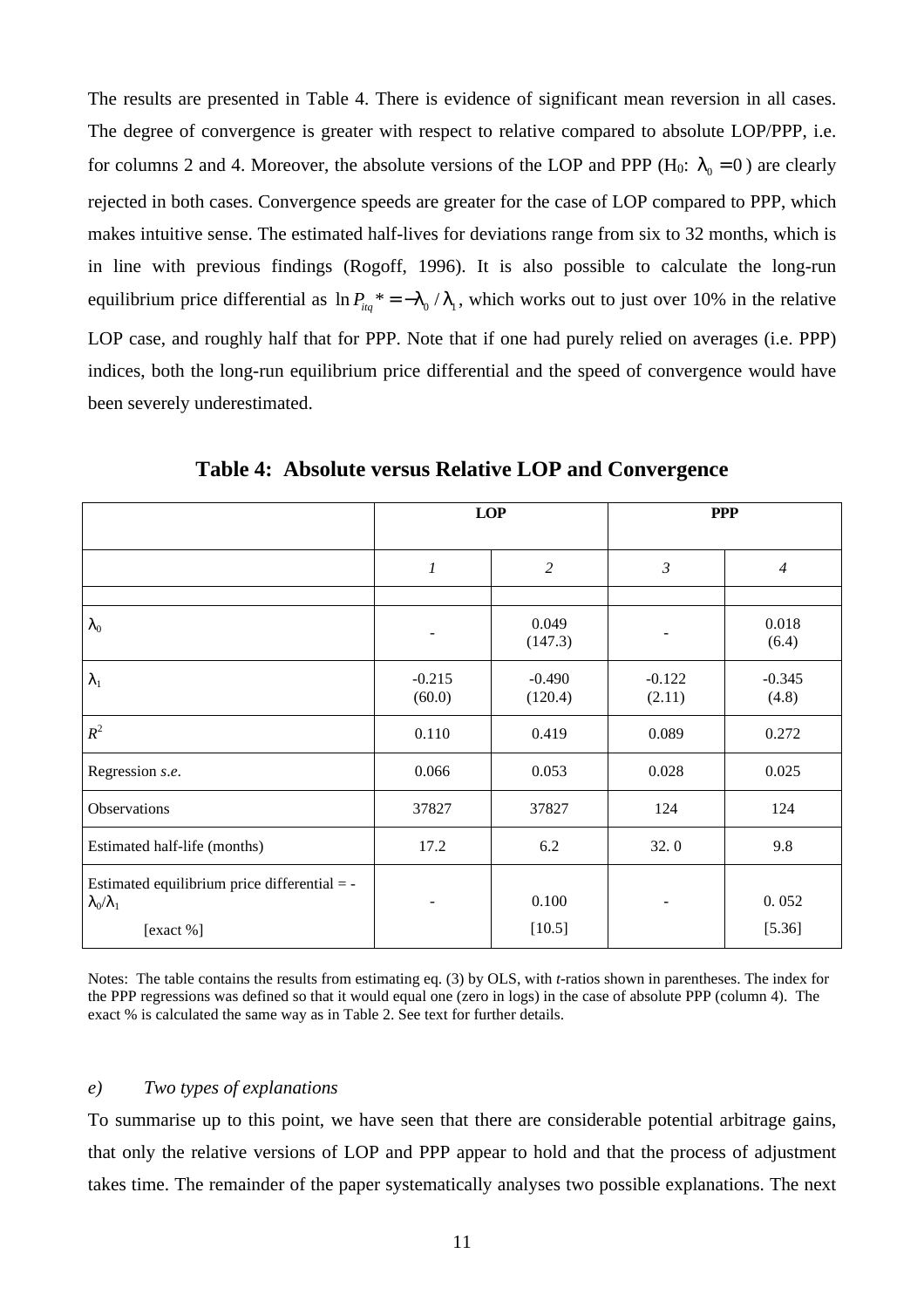The results are presented in Table 4. There is evidence of significant mean reversion in all cases. The degree of convergence is greater with respect to relative compared to absolute LOP/PPP, i.e. for columns 2 and 4. Moreover, the absolute versions of the LOP and PPP (H$_0$: $\lambda_0 = 0$) are clearly rejected in both cases. Convergence speeds are greater for the case of LOP compared to PPP, which makes intuitive sense. The estimated half-lives for deviations range from six to 32 months, which is in line with previous findings (Rogoff, 1996). It is also possible to calculate the long-run equilibrium price differential as $\ln P_{itq}* = -\lambda_0 / \lambda_1$, which works out to just over 10% in the relative LOP case, and roughly half that for PPP. Note that if one had purely relied on averages (i.e. PPP) indices, both the long-run equilibrium price differential and the speed of convergence would have been severely underestimated.

**Table 4: Absolute versus Relative LOP and Convergence**

| | LOP | | PPP | |
|---|---|---|---|---|
| | *1* | *2* | *3* | *4* |
| $\lambda_0$ | - | 0.049 (147.3) | - | 0.018 (6.4) |
| $\lambda_1$ | -0.215 (60.0) | -0.490 (120.4) | -0.122 (2.11) | -0.345 (4.8) |
| $R^2$ | 0.110 | 0.419 | 0.089 | 0.272 |
| Regression *s.e.* | 0.066 | 0.053 | 0.028 | 0.025 |
| Observations | 37827 | 37827 | 124 | 124 |
| Estimated half-life (months) | 17.2 | 6.2 | 32. 0 | 9.8 |
| Estimated equilibrium price differential = $-\lambda_0/\lambda_1$ [exact %] | - | 0.100 [10.5] | - | 0. 052 [5.36] |

Notes: The table contains the results from estimating eq. (3) by OLS, with *t*-ratios shown in parentheses. The index for the PPP regressions was defined so that it would equal one (zero in logs) in the case of absolute PPP (column 4). The exact % is calculated the same way as in Table 2. See text for further details.

### *e) Two types of explanations*

To summarise up to this point, we have seen that there are considerable potential arbitrage gains, that only the relative versions of LOP and PPP appear to hold and that the process of adjustment takes time. The remainder of the paper systematically analyses two possible explanations. The next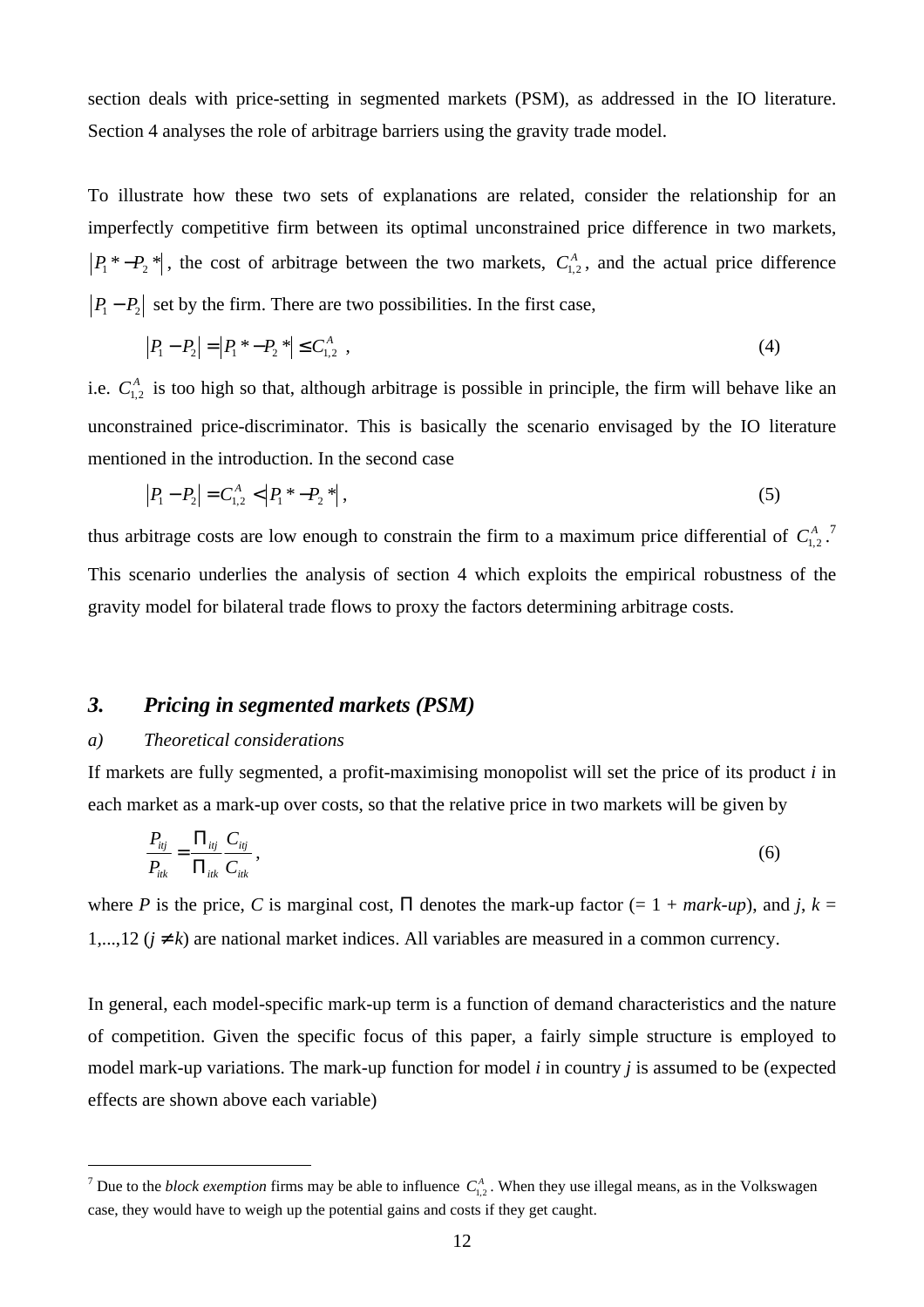section deals with price-setting in segmented markets (PSM), as addressed in the IO literature. Section 4 analyses the role of arbitrage barriers using the gravity trade model.

To illustrate how these two sets of explanations are related, consider the relationship for an imperfectly competitive firm between its optimal unconstrained price difference in two markets, $\left|P_1 * - P_2 *\right|$, the cost of arbitrage between the two markets, $C^A_{1,2}$, and the actual price difference $\left|P_1 - P_2\right|$ set by the firm. There are two possibilities. In the first case,

$$\left|P_1 - P_2\right| = \left|P_1 * - P_2 *\right| \leq C^A_{1,2} \,, \tag{4}$$

i.e. $C^A_{1,2}$ is too high so that, although arbitrage is possible in principle, the firm will behave like an unconstrained price-discriminator. This is basically the scenario envisaged by the IO literature mentioned in the introduction. In the second case

$$\left|P_1 - P_2\right| = C^A_{1,2} < \left|P_1 * - P_2 *\right| , \tag{5}$$

thus arbitrage costs are low enough to constrain the firm to a maximum price differential of $C^A_{1,2}$.[7] This scenario underlies the analysis of section 4 which exploits the empirical robustness of the gravity model for bilateral trade flows to proxy the factors determining arbitrage costs.

## 3. Pricing in segmented markets (PSM)

### a) Theoretical considerations

If markets are fully segmented, a profit-maximising monopolist will set the price of its product *i* in each market as a mark-up over costs, so that the relative price in two markets will be given by

$$\frac{P_{itj}}{P_{itk}} = \frac{\Pi_{itj}}{\Pi_{itk}} \frac{C_{itj}}{C_{itk}} \,, \tag{6}$$

where *P* is the price, *C* is marginal cost, $\Pi$ denotes the mark-up factor (= 1 + *mark-up*), and *j*, *k* = 1,...,12 ($j \neq k$) are national market indices. All variables are measured in a common currency.

In general, each model-specific mark-up term is a function of demand characteristics and the nature of competition. Given the specific focus of this paper, a fairly simple structure is employed to model mark-up variations. The mark-up function for model *i* in country *j* is assumed to be (expected effects are shown above each variable)

[7] Due to the *block exemption* firms may be able to influence $C^A_{1,2}$. When they use illegal means, as in the Volkswagen case, they would have to weigh up the potential gains and costs if they get caught.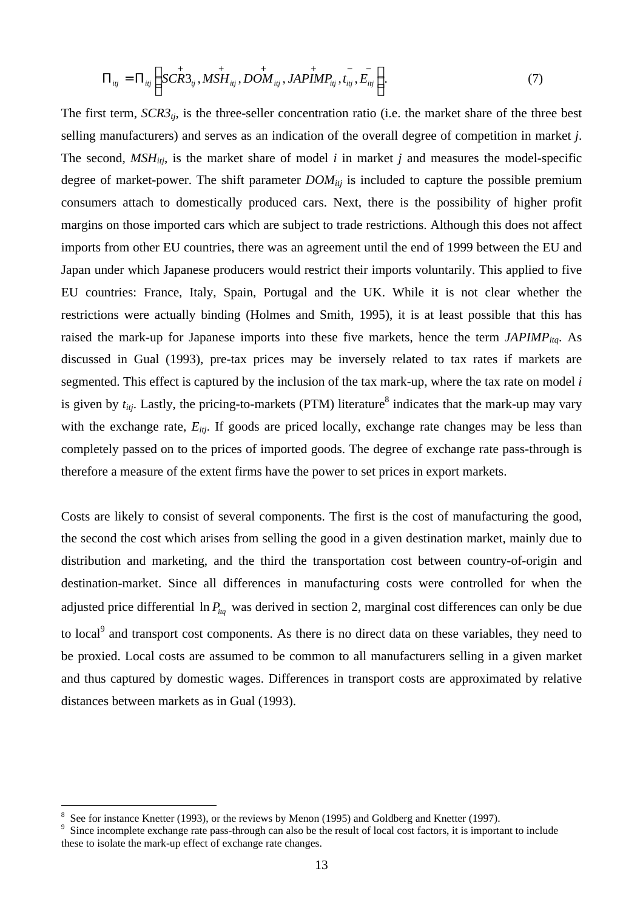$$\Pi_{itj} = \Pi_{itj}\left(\overset{+}{SCR3}_{tj}, \overset{+}{MSH}_{itj}, \overset{+}{DOM}_{itj}, JAP\overset{+}{IMP}_{itj}, \overset{-}{t}_{itj}, \overset{-}{E}_{itj}\right). \tag{7}$$

The first term, $SCR3_{tj}$, is the three-seller concentration ratio (i.e. the market share of the three best selling manufacturers) and serves as an indication of the overall degree of competition in market $j$. The second, $MSH_{itj}$, is the market share of model $i$ in market $j$ and measures the model-specific degree of market-power. The shift parameter $DOM_{itj}$ is included to capture the possible premium consumers attach to domestically produced cars. Next, there is the possibility of higher profit margins on those imported cars which are subject to trade restrictions. Although this does not affect imports from other EU countries, there was an agreement until the end of 1999 between the EU and Japan under which Japanese producers would restrict their imports voluntarily. This applied to five EU countries: France, Italy, Spain, Portugal and the UK. While it is not clear whether the restrictions were actually binding (Holmes and Smith, 1995), it is at least possible that this has raised the mark-up for Japanese imports into these five markets, hence the term $JAPIMP_{itq}$. As discussed in Gual (1993), pre-tax prices may be inversely related to tax rates if markets are segmented. This effect is captured by the inclusion of the tax mark-up, where the tax rate on model $i$ is given by $t_{itj}$. Lastly, the pricing-to-markets (PTM) literature[8] indicates that the mark-up may vary with the exchange rate, $E_{itj}$. If goods are priced locally, exchange rate changes may be less than completely passed on to the prices of imported goods. The degree of exchange rate pass-through is therefore a measure of the extent firms have the power to set prices in export markets.

Costs are likely to consist of several components. The first is the cost of manufacturing the good, the second the cost which arises from selling the good in a given destination market, mainly due to distribution and marketing, and the third the transportation cost between country-of-origin and destination-market. Since all differences in manufacturing costs were controlled for when the adjusted price differential $\ln P_{itq}$ was derived in section 2, marginal cost differences can only be due to local[9] and transport cost components. As there is no direct data on these variables, they need to be proxied. Local costs are assumed to be common to all manufacturers selling in a given market and thus captured by domestic wages. Differences in transport costs are approximated by relative distances between markets as in Gual (1993).

---

[8] See for instance Knetter (1993), or the reviews by Menon (1995) and Goldberg and Knetter (1997).

[9] Since incomplete exchange rate pass-through can also be the result of local cost factors, it is important to include these to isolate the mark-up effect of exchange rate changes.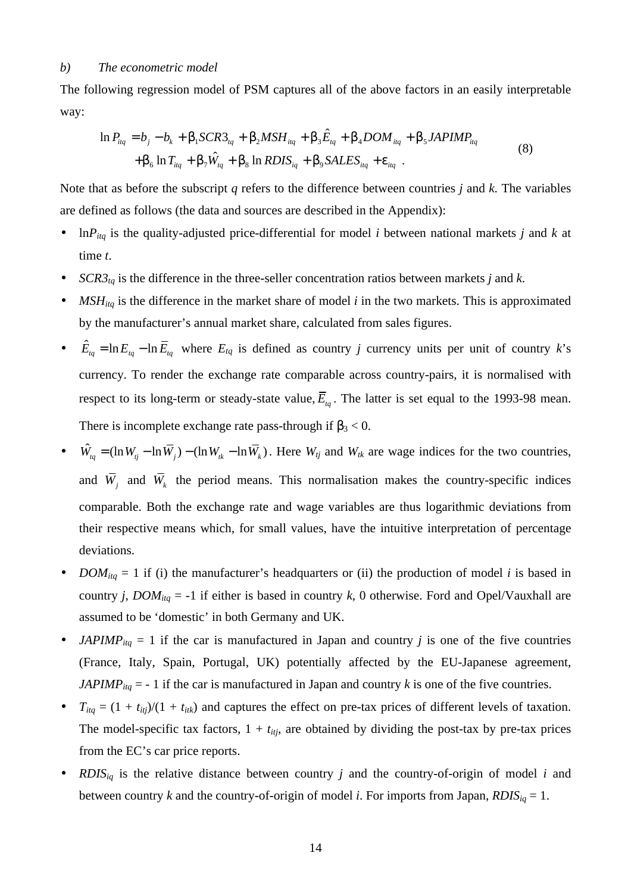*b) The econometric model*

The following regression model of PSM captures all of the above factors in an easily interpretable way:

$$\ln P_{itq} = b_j - b_k + \beta_1 SCR3_{tq} + \beta_2 MSH_{itq} + \beta_3 \hat{E}_{tq} + \beta_4 DOM_{itq} + \beta_5 JAPIMP_{itq} + \beta_6 \ln T_{itq} + \beta_7 \hat{W}_{tq} + \beta_8 \ln RDIS_{iq} + \beta_9 SALES_{itq} + \varepsilon_{itq} \quad . \tag{8}$$

Note that as before the subscript *q* refers to the difference between countries *j* and *k*. The variables are defined as follows (the data and sources are described in the Appendix):

- $\ln P_{itq}$ is the quality-adjusted price-differential for model *i* between national markets *j* and *k* at time *t*.
- $SCR3_{tq}$ is the difference in the three-seller concentration ratios between markets *j* and *k*.
- $MSH_{itq}$ is the difference in the market share of model *i* in the two markets. This is approximated by the manufacturer's annual market share, calculated from sales figures.
- $\hat{E}_{tq} = \ln E_{tq} - \ln \overline{E}_{tq}$ where $E_{tq}$ is defined as country *j* currency units per unit of country *k*'s currency. To render the exchange rate comparable across country-pairs, it is normalised with respect to its long-term or steady-state value, $\overline{E}_{tq}$. The latter is set equal to the 1993-98 mean. There is incomplete exchange rate pass-through if $\beta_3 < 0$.
- $\hat{W}_{tq} = (\ln W_{tj} - \ln \overline{W}_j) - (\ln W_{tk} - \ln \overline{W}_k)$. Here $W_{tj}$ and $W_{tk}$ are wage indices for the two countries, and $\overline{W}_j$ and $\overline{W}_k$ the period means. This normalisation makes the country-specific indices comparable. Both the exchange rate and wage variables are thus logarithmic deviations from their respective means which, for small values, have the intuitive interpretation of percentage deviations.
- $DOM_{itq} = 1$ if (i) the manufacturer's headquarters or (ii) the production of model *i* is based in country *j*, $DOM_{itq} = -1$ if either is based in country *k*, 0 otherwise. Ford and Opel/Vauxhall are assumed to be 'domestic' in both Germany and UK.
- $JAPIMP_{itq} = 1$ if the car is manufactured in Japan and country *j* is one of the five countries (France, Italy, Spain, Portugal, UK) potentially affected by the EU-Japanese agreement, $JAPIMP_{itq} = -1$ if the car is manufactured in Japan and country *k* is one of the five countries.
- $T_{itq} = (1 + t_{itj})/(1 + t_{itk})$ and captures the effect on pre-tax prices of different levels of taxation. The model-specific tax factors, $1 + t_{itj}$, are obtained by dividing the post-tax by pre-tax prices from the EC's car price reports.
- $RDIS_{iq}$ is the relative distance between country *j* and the country-of-origin of model *i* and between country *k* and the country-of-origin of model *i*. For imports from Japan, $RDIS_{iq} = 1$.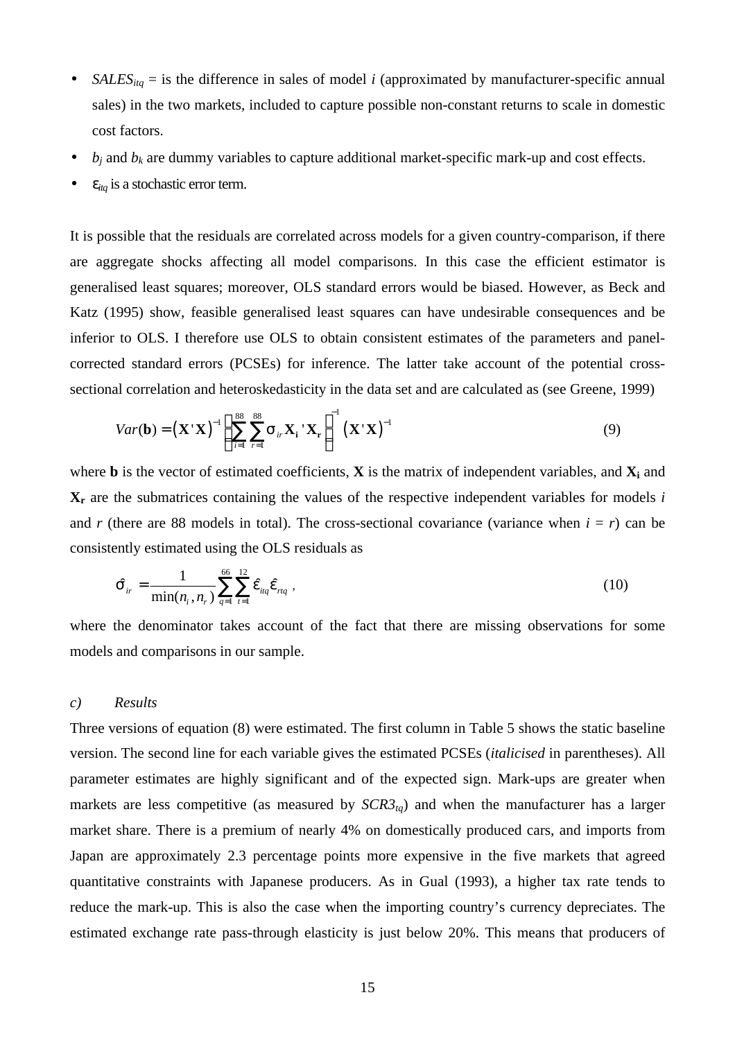- $SALES_{itq}$ = is the difference in sales of model $i$ (approximated by manufacturer-specific annual sales) in the two markets, included to capture possible non-constant returns to scale in domestic cost factors.
- $b_j$ and $b_k$ are dummy variables to capture additional market-specific mark-up and cost effects.
- $\varepsilon_{itq}$ is a stochastic error term.

It is possible that the residuals are correlated across models for a given country-comparison, if there are aggregate shocks affecting all model comparisons. In this case the efficient estimator is generalised least squares; moreover, OLS standard errors would be biased. However, as Beck and Katz (1995) show, feasible generalised least squares can have undesirable consequences and be inferior to OLS. I therefore use OLS to obtain consistent estimates of the parameters and panel-corrected standard errors (PCSEs) for inference. The latter take account of the potential cross-sectional correlation and heteroskedasticity in the data set and are calculated as (see Greene, 1999)

$$Var(\mathbf{b}) = \left(\mathbf{X}'\mathbf{X}\right)^{-1} \left[\sum_{i=1}^{88} \sum_{r=1}^{88} \sigma_{ir} \mathbf{X_i}'\mathbf{X_r}\right]^{-1} \left(\mathbf{X}'\mathbf{X}\right)^{-1} \tag{9}$$

where $\mathbf{b}$ is the vector of estimated coefficients, $\mathbf{X}$ is the matrix of independent variables, and $\mathbf{X_i}$ and $\mathbf{X_r}$ are the submatrices containing the values of the respective independent variables for models $i$ and $r$ (there are 88 models in total). The cross-sectional covariance (variance when $i = r$) can be consistently estimated using the OLS residuals as

$$\hat{\sigma}_{ir} = \frac{1}{\min(n_i, n_r)} \sum_{q=1}^{66} \sum_{t=1}^{12} \hat{\varepsilon}_{itq} \hat{\varepsilon}_{rtq} \,, \tag{10}$$

where the denominator takes account of the fact that there are missing observations for some models and comparisons in our sample.

### *c) Results*

Three versions of equation (8) were estimated. The first column in Table 5 shows the static baseline version. The second line for each variable gives the estimated PCSEs (*italicised* in parentheses). All parameter estimates are highly significant and of the expected sign. Mark-ups are greater when markets are less competitive (as measured by $SCR3_{tq}$) and when the manufacturer has a larger market share. There is a premium of nearly 4% on domestically produced cars, and imports from Japan are approximately 2.3 percentage points more expensive in the five markets that agreed quantitative constraints with Japanese producers. As in Gual (1993), a higher tax rate tends to reduce the mark-up. This is also the case when the importing country's currency depreciates. The estimated exchange rate pass-through elasticity is just below 20%. This means that producers of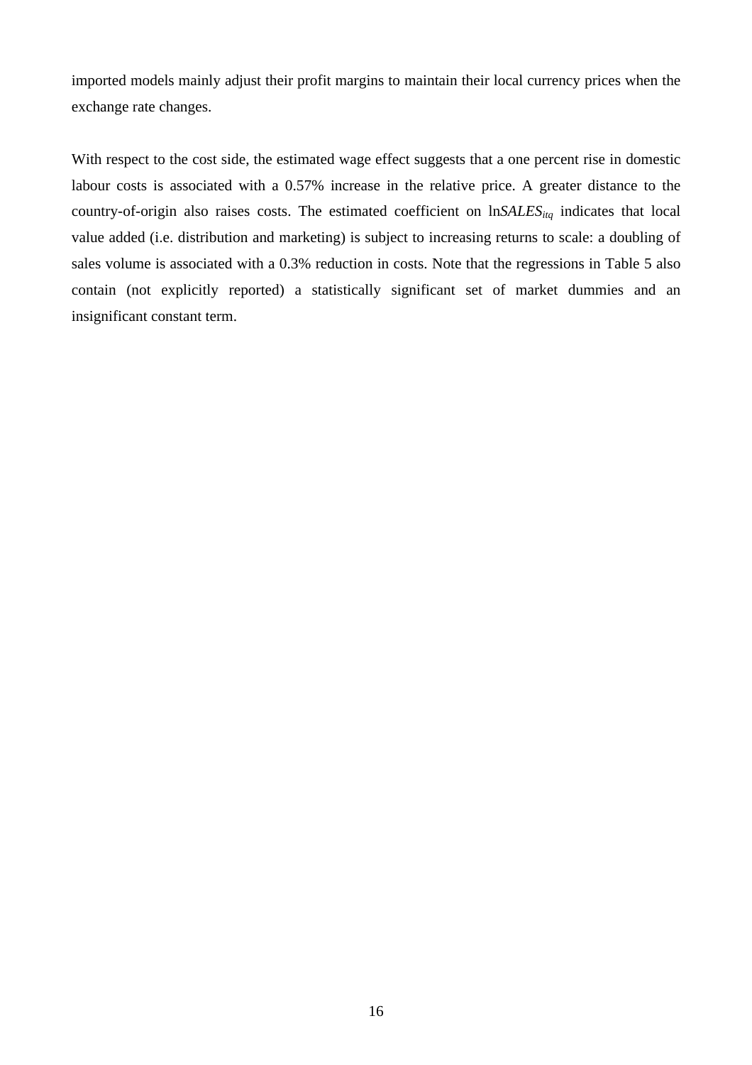imported models mainly adjust their profit margins to maintain their local currency prices when the exchange rate changes.

With respect to the cost side, the estimated wage effect suggests that a one percent rise in domestic labour costs is associated with a 0.57% increase in the relative price. A greater distance to the country-of-origin also raises costs. The estimated coefficient on $\ln SALES_{itq}$ indicates that local value added (i.e. distribution and marketing) is subject to increasing returns to scale: a doubling of sales volume is associated with a 0.3% reduction in costs. Note that the regressions in Table 5 also contain (not explicitly reported) a statistically significant set of market dummies and an insignificant constant term.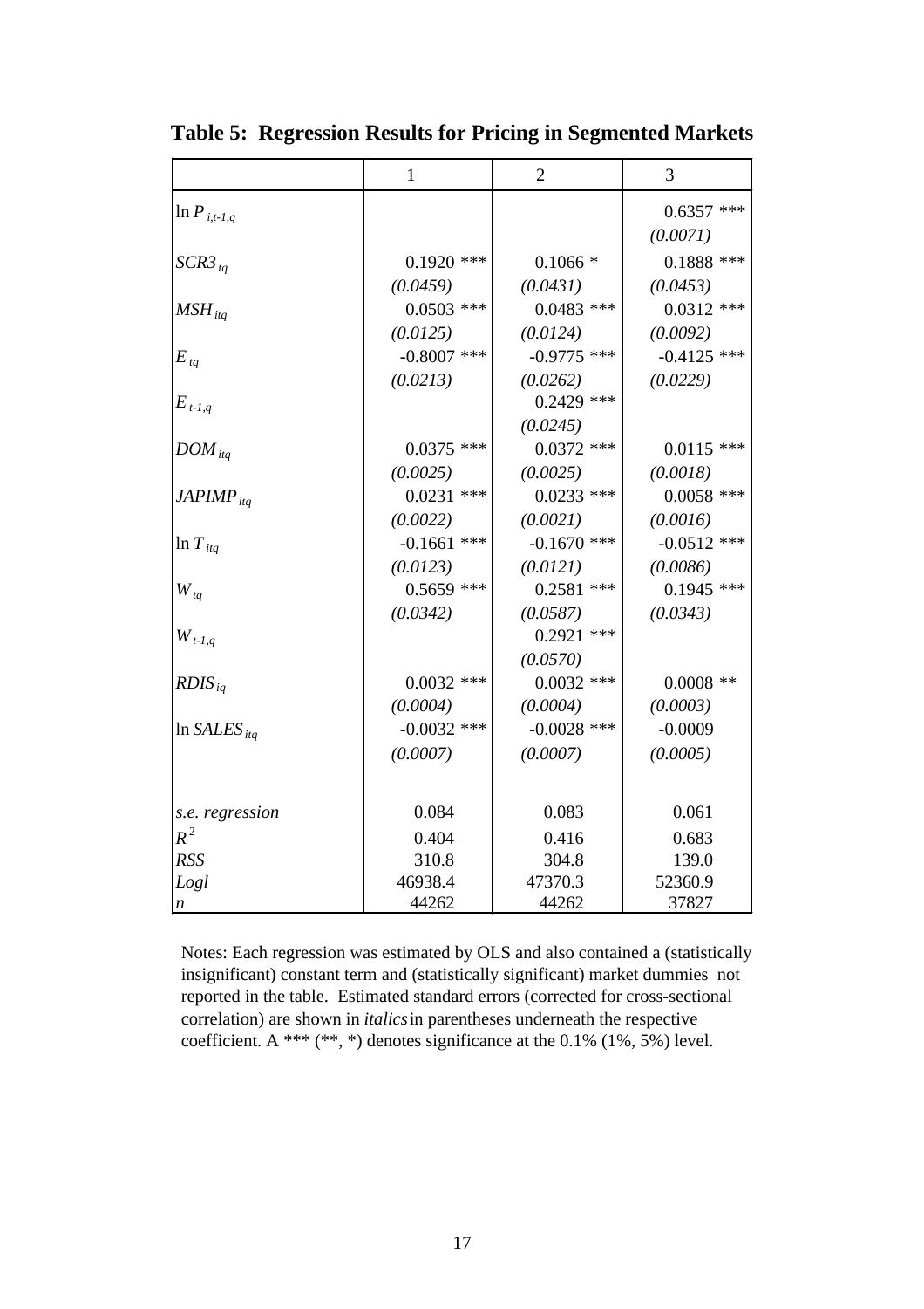**Table 5: Regression Results for Pricing in Segmented Markets**

| | 1 | 2 | 3 |
|---|---|---|---|
| $\ln P_{i,t-1,q}$ | | | 0.6357 *** |
| | | | *(0.0071)* |
| $SCR3_{tq}$ | 0.1920 *** | 0.1066 * | 0.1888 *** |
| | *(0.0459)* | *(0.0431)* | *(0.0453)* |
| $MSH_{itq}$ | 0.0503 *** | 0.0483 *** | 0.0312 *** |
| | *(0.0125)* | *(0.0124)* | *(0.0092)* |
| $E_{tq}$ | -0.8007 *** | -0.9775 *** | -0.4125 *** |
| | *(0.0213)* | *(0.0262)* | *(0.0229)* |
| $E_{t-1,q}$ | | 0.2429 *** | |
| | | *(0.0245)* | |
| $DOM_{itq}$ | 0.0375 *** | 0.0372 *** | 0.0115 *** |
| | *(0.0025)* | *(0.0025)* | *(0.0018)* |
| $JAPIMP_{itq}$ | 0.0231 *** | 0.0233 *** | 0.0058 *** |
| | *(0.0022)* | *(0.0021)* | *(0.0016)* |
| $\ln T_{itq}$ | -0.1661 *** | -0.1670 *** | -0.0512 *** |
| | *(0.0123)* | *(0.0121)* | *(0.0086)* |
| $W_{tq}$ | 0.5659 *** | 0.2581 *** | 0.1945 *** |
| | *(0.0342)* | *(0.0587)* | *(0.0343)* |
| $W_{t-1,q}$ | | 0.2921 *** | |
| | | *(0.0570)* | |
| $RDIS_{iq}$ | 0.0032 *** | 0.0032 *** | 0.0008 ** |
| | *(0.0004)* | *(0.0004)* | *(0.0003)* |
| $\ln SALES_{itq}$ | -0.0032 *** | -0.0028 *** | -0.0009 |
| | *(0.0007)* | *(0.0007)* | *(0.0005)* |
| *s.e. regression* | 0.084 | 0.083 | 0.061 |
| $R^2$ | 0.404 | 0.416 | 0.683 |
| *RSS* | 310.8 | 304.8 | 139.0 |
| *Logl* | 46938.4 | 47370.3 | 52360.9 |
| *n* | 44262 | 44262 | 37827 |

Notes: Each regression was estimated by OLS and also contained a (statistically insignificant) constant term and (statistically significant) market dummies not reported in the table. Estimated standard errors (corrected for cross-sectional correlation) are shown in *italics* in parentheses underneath the respective coefficient. A *** (**, *) denotes significance at the 0.1% (1%, 5%) level.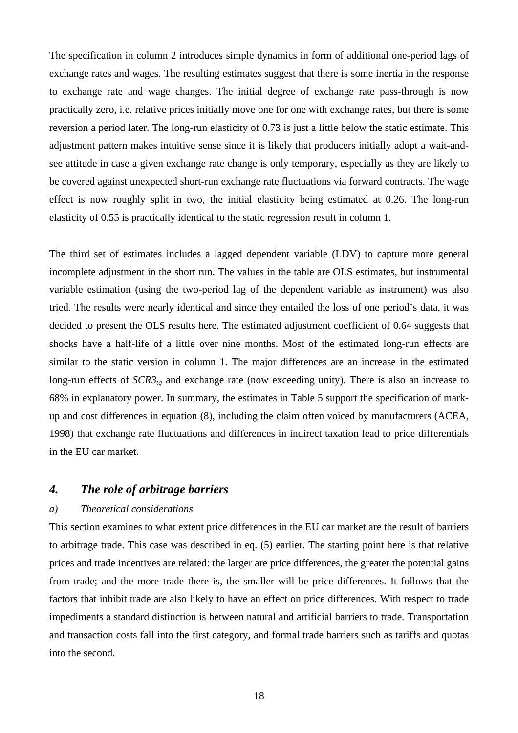The specification in column 2 introduces simple dynamics in form of additional one-period lags of exchange rates and wages. The resulting estimates suggest that there is some inertia in the response to exchange rate and wage changes. The initial degree of exchange rate pass-through is now practically zero, i.e. relative prices initially move one for one with exchange rates, but there is some reversion a period later. The long-run elasticity of 0.73 is just a little below the static estimate. This adjustment pattern makes intuitive sense since it is likely that producers initially adopt a wait-and-see attitude in case a given exchange rate change is only temporary, especially as they are likely to be covered against unexpected short-run exchange rate fluctuations via forward contracts. The wage effect is now roughly split in two, the initial elasticity being estimated at 0.26. The long-run elasticity of 0.55 is practically identical to the static regression result in column 1.

The third set of estimates includes a lagged dependent variable (LDV) to capture more general incomplete adjustment in the short run. The values in the table are OLS estimates, but instrumental variable estimation (using the two-period lag of the dependent variable as instrument) was also tried. The results were nearly identical and since they entailed the loss of one period's data, it was decided to present the OLS results here. The estimated adjustment coefficient of 0.64 suggests that shocks have a half-life of a little over nine months. Most of the estimated long-run effects are similar to the static version in column 1. The major differences are an increase in the estimated long-run effects of $SCR3_{tq}$ and exchange rate (now exceeding unity). There is also an increase to 68% in explanatory power. In summary, the estimates in Table 5 support the specification of mark-up and cost differences in equation (8), including the claim often voiced by manufacturers (ACEA, 1998) that exchange rate fluctuations and differences in indirect taxation lead to price differentials in the EU car market.

## 4. *The role of arbitrage barriers*

### *a) Theoretical considerations*

This section examines to what extent price differences in the EU car market are the result of barriers to arbitrage trade. This case was described in eq. (5) earlier. The starting point here is that relative prices and trade incentives are related: the larger are price differences, the greater the potential gains from trade; and the more trade there is, the smaller will be price differences. It follows that the factors that inhibit trade are also likely to have an effect on price differences. With respect to trade impediments a standard distinction is between natural and artificial barriers to trade. Transportation and transaction costs fall into the first category, and formal trade barriers such as tariffs and quotas into the second.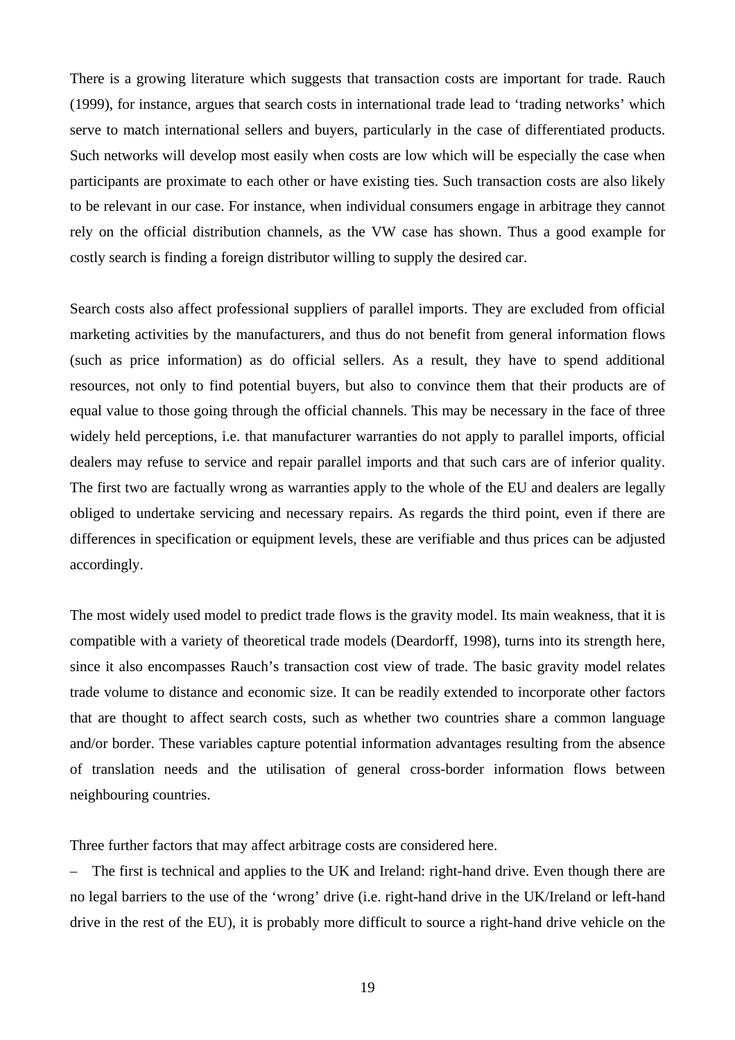There is a growing literature which suggests that transaction costs are important for trade. Rauch (1999), for instance, argues that search costs in international trade lead to 'trading networks' which serve to match international sellers and buyers, particularly in the case of differentiated products. Such networks will develop most easily when costs are low which will be especially the case when participants are proximate to each other or have existing ties. Such transaction costs are also likely to be relevant in our case. For instance, when individual consumers engage in arbitrage they cannot rely on the official distribution channels, as the VW case has shown. Thus a good example for costly search is finding a foreign distributor willing to supply the desired car.

Search costs also affect professional suppliers of parallel imports. They are excluded from official marketing activities by the manufacturers, and thus do not benefit from general information flows (such as price information) as do official sellers. As a result, they have to spend additional resources, not only to find potential buyers, but also to convince them that their products are of equal value to those going through the official channels. This may be necessary in the face of three widely held perceptions, i.e. that manufacturer warranties do not apply to parallel imports, official dealers may refuse to service and repair parallel imports and that such cars are of inferior quality. The first two are factually wrong as warranties apply to the whole of the EU and dealers are legally obliged to undertake servicing and necessary repairs. As regards the third point, even if there are differences in specification or equipment levels, these are verifiable and thus prices can be adjusted accordingly.

The most widely used model to predict trade flows is the gravity model. Its main weakness, that it is compatible with a variety of theoretical trade models (Deardorff, 1998), turns into its strength here, since it also encompasses Rauch's transaction cost view of trade. The basic gravity model relates trade volume to distance and economic size. It can be readily extended to incorporate other factors that are thought to affect search costs, such as whether two countries share a common language and/or border. These variables capture potential information advantages resulting from the absence of translation needs and the utilisation of general cross-border information flows between neighbouring countries.

Three further factors that may affect arbitrage costs are considered here.

– The first is technical and applies to the UK and Ireland: right-hand drive. Even though there are no legal barriers to the use of the 'wrong' drive (i.e. right-hand drive in the UK/Ireland or left-hand drive in the rest of the EU), it is probably more difficult to source a right-hand drive vehicle on the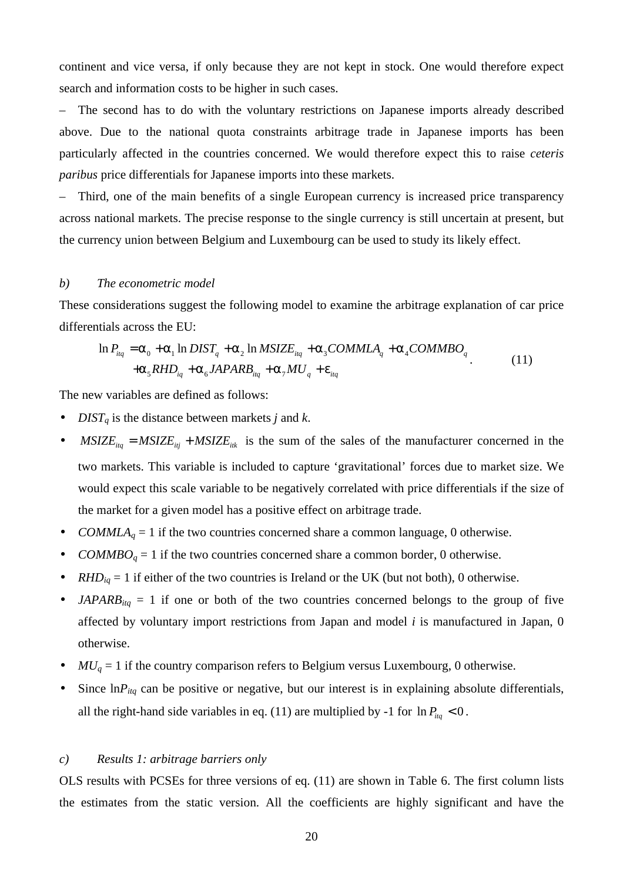continent and vice versa, if only because they are not kept in stock. One would therefore expect search and information costs to be higher in such cases.

– The second has to do with the voluntary restrictions on Japanese imports already described above. Due to the national quota constraints arbitrage trade in Japanese imports has been particularly affected in the countries concerned. We would therefore expect this to raise *ceteris paribus* price differentials for Japanese imports into these markets.

– Third, one of the main benefits of a single European currency is increased price transparency across national markets. The precise response to the single currency is still uncertain at present, but the currency union between Belgium and Luxembourg can be used to study its likely effect.

### b) The econometric model

These considerations suggest the following model to examine the arbitrage explanation of car price differentials across the EU:

$$\begin{aligned} \ln P_{itq} &= \alpha_0 + \alpha_1 \ln DIST_q + \alpha_2 \ln MSIZE_{itq} + \alpha_3 COMMLA_q + \alpha_4 COMMBO_q \\ &+ \alpha_5 RHD_{iq} + \alpha_6 JAPARB_{itq} + \alpha_7 MU_q + \varepsilon_{itq} \end{aligned} \tag{11}$$

The new variables are defined as follows:

- $DIST_q$ is the distance between markets *j* and *k*.
- $MSIZE_{itq} = MSIZE_{itj} + MSIZE_{itk}$ is the sum of the sales of the manufacturer concerned in the two markets. This variable is included to capture 'gravitational' forces due to market size. We would expect this scale variable to be negatively correlated with price differentials if the size of the market for a given model has a positive effect on arbitrage trade.
- $COMMLA_q$ = 1 if the two countries concerned share a common language, 0 otherwise.
- $COMMBO_q$ = 1 if the two countries concerned share a common border, 0 otherwise.
- $RHD_{iq}$ = 1 if either of the two countries is Ireland or the UK (but not both), 0 otherwise.
- $JAPARB_{itq}$ = 1 if one or both of the two countries concerned belongs to the group of five affected by voluntary import restrictions from Japan and model *i* is manufactured in Japan, 0 otherwise.
- $MU_q$ = 1 if the country comparison refers to Belgium versus Luxembourg, 0 otherwise.
- Since $\ln P_{itq}$ can be positive or negative, but our interest is in explaining absolute differentials, all the right-hand side variables in eq. (11) are multiplied by -1 for $\ln P_{itq} < 0$.

### c) Results 1: arbitrage barriers only

OLS results with PCSEs for three versions of eq. (11) are shown in Table 6. The first column lists the estimates from the static version. All the coefficients are highly significant and have the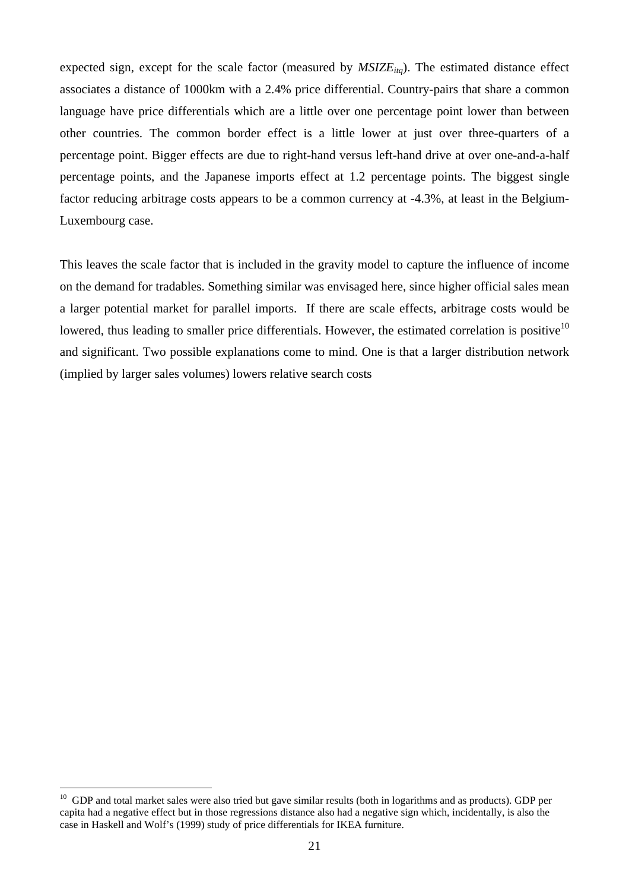expected sign, except for the scale factor (measured by $MSIZE_{itq}$). The estimated distance effect associates a distance of 1000km with a 2.4% price differential. Country-pairs that share a common language have price differentials which are a little over one percentage point lower than between other countries. The common border effect is a little lower at just over three-quarters of a percentage point. Bigger effects are due to right-hand versus left-hand drive at over one-and-a-half percentage points, and the Japanese imports effect at 1.2 percentage points. The biggest single factor reducing arbitrage costs appears to be a common currency at -4.3%, at least in the Belgium-Luxembourg case.

This leaves the scale factor that is included in the gravity model to capture the influence of income on the demand for tradables. Something similar was envisaged here, since higher official sales mean a larger potential market for parallel imports. If there are scale effects, arbitrage costs would be lowered, thus leading to smaller price differentials. However, the estimated correlation is positive[10] and significant. Two possible explanations come to mind. One is that a larger distribution network (implied by larger sales volumes) lowers relative search costs

[10] GDP and total market sales were also tried but gave similar results (both in logarithms and as products). GDP per capita had a negative effect but in those regressions distance also had a negative sign which, incidentally, is also the case in Haskell and Wolf's (1999) study of price differentials for IKEA furniture.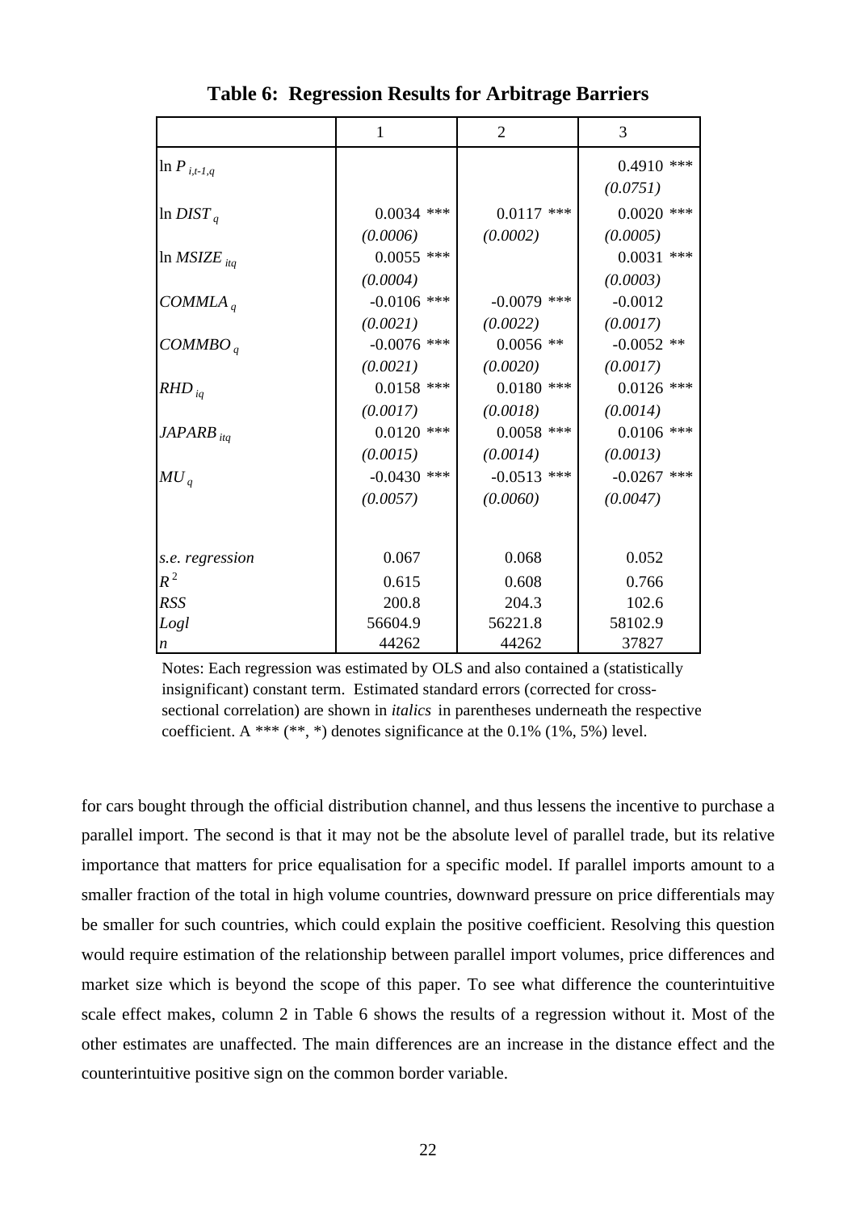**Table 6: Regression Results for Arbitrage Barriers**

| | 1 | 2 | 3 |
|---|---|---|---|
| $\ln P_{i,t\text{-}1,q}$ | | | 0.4910 *** |
| | | | *(0.0751)* |
| $\ln DIST_q$ | 0.0034 *** | 0.0117 *** | 0.0020 *** |
| | *(0.0006)* | *(0.0002)* | *(0.0005)* |
| $\ln MSIZE_{itq}$ | 0.0055 *** | | 0.0031 *** |
| | *(0.0004)* | | *(0.0003)* |
| $COMMLA_q$ | -0.0106 *** | -0.0079 *** | -0.0012 |
| | *(0.0021)* | *(0.0022)* | *(0.0017)* |
| $COMMBO_q$ | -0.0076 *** | 0.0056 ** | -0.0052 ** |
| | *(0.0021)* | *(0.0020)* | *(0.0017)* |
| $RHD_{iq}$ | 0.0158 *** | 0.0180 *** | 0.0126 *** |
| | *(0.0017)* | *(0.0018)* | *(0.0014)* |
| $JAPARB_{itq}$ | 0.0120 *** | 0.0058 *** | 0.0106 *** |
| | *(0.0015)* | *(0.0014)* | *(0.0013)* |
| $MU_q$ | -0.0430 *** | -0.0513 *** | -0.0267 *** |
| | *(0.0057)* | *(0.0060)* | *(0.0047)* |
| *s.e. regression* | 0.067 | 0.068 | 0.052 |
| $R^2$ | 0.615 | 0.608 | 0.766 |
| *RSS* | 200.8 | 204.3 | 102.6 |
| *Logl* | 56604.9 | 56221.8 | 58102.9 |
| *n* | 44262 | 44262 | 37827 |

Notes: Each regression was estimated by OLS and also contained a (statistically insignificant) constant term. Estimated standard errors (corrected for cross-sectional correlation) are shown in *italics* in parentheses underneath the respective coefficient. A *** (**, *) denotes significance at the 0.1% (1%, 5%) level.

for cars bought through the official distribution channel, and thus lessens the incentive to purchase a parallel import. The second is that it may not be the absolute level of parallel trade, but its relative importance that matters for price equalisation for a specific model. If parallel imports amount to a smaller fraction of the total in high volume countries, downward pressure on price differentials may be smaller for such countries, which could explain the positive coefficient. Resolving this question would require estimation of the relationship between parallel import volumes, price differences and market size which is beyond the scope of this paper. To see what difference the counterintuitive scale effect makes, column 2 in Table 6 shows the results of a regression without it. Most of the other estimates are unaffected. The main differences are an increase in the distance effect and the counterintuitive positive sign on the common border variable.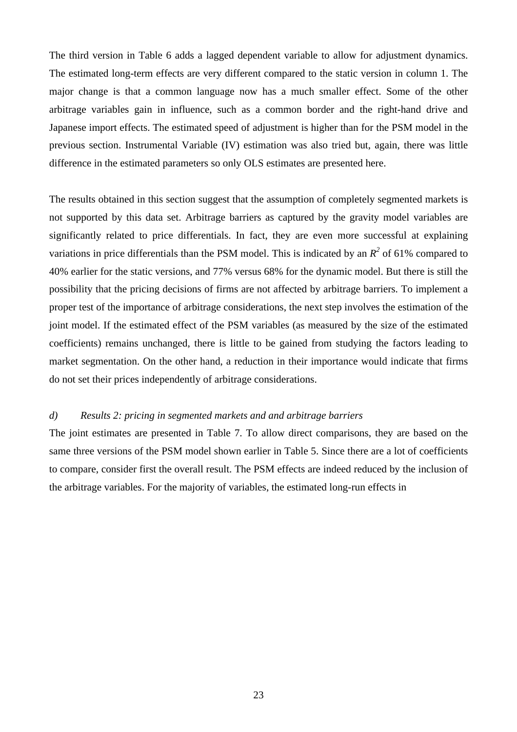The third version in Table 6 adds a lagged dependent variable to allow for adjustment dynamics. The estimated long-term effects are very different compared to the static version in column 1. The major change is that a common language now has a much smaller effect. Some of the other arbitrage variables gain in influence, such as a common border and the right-hand drive and Japanese import effects. The estimated speed of adjustment is higher than for the PSM model in the previous section. Instrumental Variable (IV) estimation was also tried but, again, there was little difference in the estimated parameters so only OLS estimates are presented here.

The results obtained in this section suggest that the assumption of completely segmented markets is not supported by this data set. Arbitrage barriers as captured by the gravity model variables are significantly related to price differentials. In fact, they are even more successful at explaining variations in price differentials than the PSM model. This is indicated by an $R^2$ of 61% compared to 40% earlier for the static versions, and 77% versus 68% for the dynamic model. But there is still the possibility that the pricing decisions of firms are not affected by arbitrage barriers. To implement a proper test of the importance of arbitrage considerations, the next step involves the estimation of the joint model. If the estimated effect of the PSM variables (as measured by the size of the estimated coefficients) remains unchanged, there is little to be gained from studying the factors leading to market segmentation. On the other hand, a reduction in their importance would indicate that firms do not set their prices independently of arbitrage considerations.

### *d) Results 2: pricing in segmented markets and and arbitrage barriers*

The joint estimates are presented in Table 7. To allow direct comparisons, they are based on the same three versions of the PSM model shown earlier in Table 5. Since there are a lot of coefficients to compare, consider first the overall result. The PSM effects are indeed reduced by the inclusion of the arbitrage variables. For the majority of variables, the estimated long-run effects in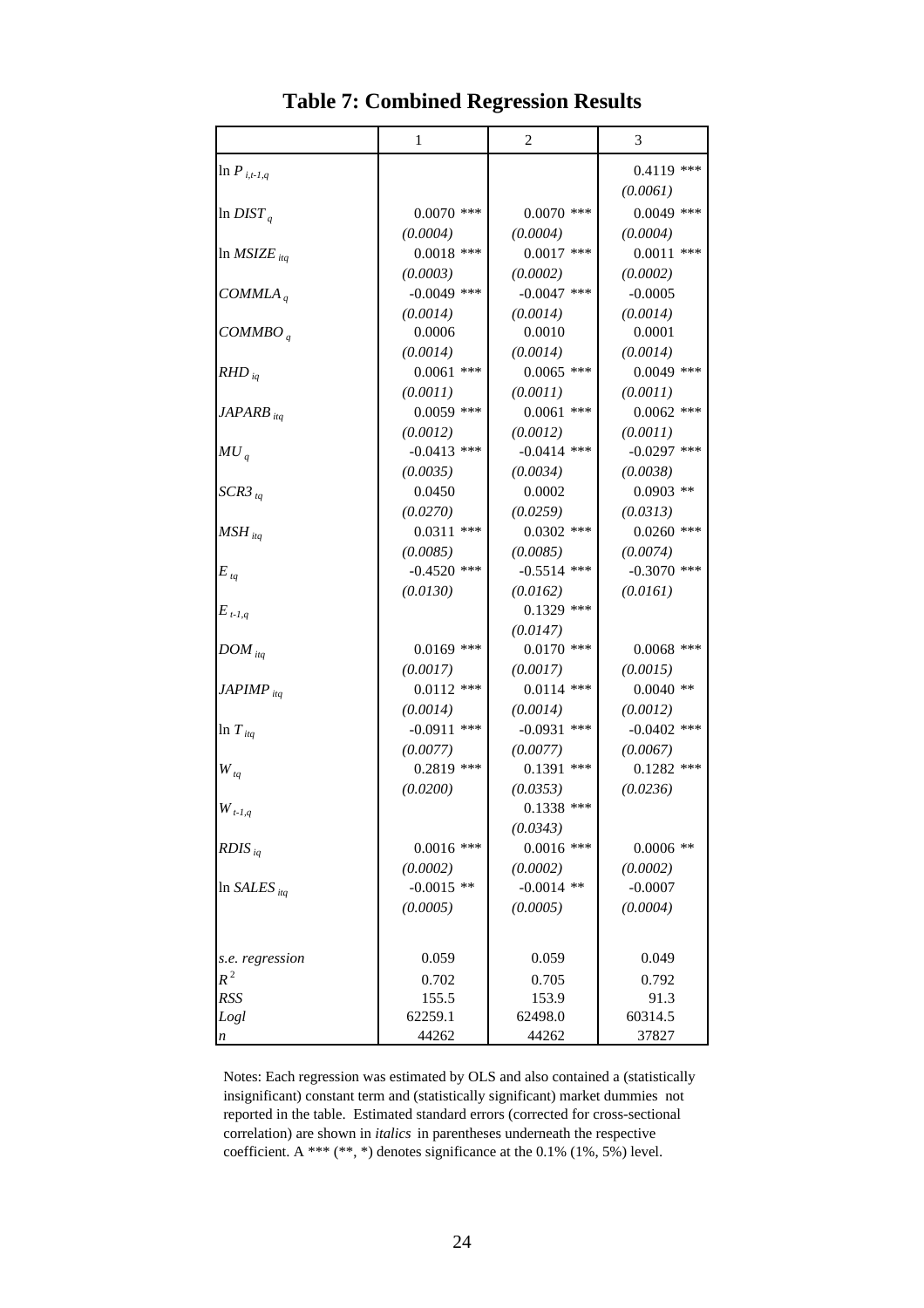# Table 7: Combined Regression Results

| | 1 | 2 | 3 |
|---|---|---|---|
| $\ln P_{i,t-1,q}$ | | | 0.4119 *** |
| | | | *(0.0061)* |
| $\ln DIST_q$ | 0.0070 *** | 0.0070 *** | 0.0049 *** |
| | *(0.0004)* | *(0.0004)* | *(0.0004)* |
| $\ln MSIZE_{itq}$ | 0.0018 *** | 0.0017 *** | 0.0011 *** |
| | *(0.0003)* | *(0.0002)* | *(0.0002)* |
| $COMMLA_q$ | -0.0049 *** | -0.0047 *** | -0.0005 |
| | *(0.0014)* | *(0.0014)* | *(0.0014)* |
| $COMMBO_q$ | 0.0006 | 0.0010 | 0.0001 |
| | *(0.0014)* | *(0.0014)* | *(0.0014)* |
| $RHD_{iq}$ | 0.0061 *** | 0.0065 *** | 0.0049 *** |
| | *(0.0011)* | *(0.0011)* | *(0.0011)* |
| $JAPARB_{itq}$ | 0.0059 *** | 0.0061 *** | 0.0062 *** |
| | *(0.0012)* | *(0.0012)* | *(0.0011)* |
| $MU_q$ | -0.0413 *** | -0.0414 *** | -0.0297 *** |
| | *(0.0035)* | *(0.0034)* | *(0.0038)* |
| $SCR3_{tq}$ | 0.0450 | 0.0002 | 0.0903 ** |
| | *(0.0270)* | *(0.0259)* | *(0.0313)* |
| $MSH_{itq}$ | 0.0311 *** | 0.0302 *** | 0.0260 *** |
| | *(0.0085)* | *(0.0085)* | *(0.0074)* |
| $E_{tq}$ | -0.4520 *** | -0.5514 *** | -0.3070 *** |
| | *(0.0130)* | *(0.0162)* | *(0.0161)* |
| $E_{t-1,q}$ | | 0.1329 *** | |
| | | *(0.0147)* | |
| $DOM_{itq}$ | 0.0169 *** | 0.0170 *** | 0.0068 *** |
| | *(0.0017)* | *(0.0017)* | *(0.0015)* |
| $JAPIMP_{itq}$ | 0.0112 *** | 0.0114 *** | 0.0040 ** |
| | *(0.0014)* | *(0.0014)* | *(0.0012)* |
| $\ln T_{itq}$ | -0.0911 *** | -0.0931 *** | -0.0402 *** |
| | *(0.0077)* | *(0.0077)* | *(0.0067)* |
| $W_{tq}$ | 0.2819 *** | 0.1391 *** | 0.1282 *** |
| | *(0.0200)* | *(0.0353)* | *(0.0236)* |
| $W_{t-1,q}$ | | 0.1338 *** | |
| | | *(0.0343)* | |
| $RDIS_{iq}$ | 0.0016 *** | 0.0016 *** | 0.0006 ** |
| | *(0.0002)* | *(0.0002)* | *(0.0002)* |
| $\ln SALES_{itq}$ | -0.0015 ** | -0.0014 ** | -0.0007 |
| | *(0.0005)* | *(0.0005)* | *(0.0004)* |
| *s.e. regression* | 0.059 | 0.059 | 0.049 |
| $R^2$ | 0.702 | 0.705 | 0.792 |
| *RSS* | 155.5 | 153.9 | 91.3 |
| *Logl* | 62259.1 | 62498.0 | 60314.5 |
| *n* | 44262 | 44262 | 37827 |

Notes: Each regression was estimated by OLS and also contained a (statistically insignificant) constant term and (statistically significant) market dummies not reported in the table. Estimated standard errors (corrected for cross-sectional correlation) are shown in *italics* in parentheses underneath the respective coefficient. A *** (**, *) denotes significance at the 0.1% (1%, 5%) level.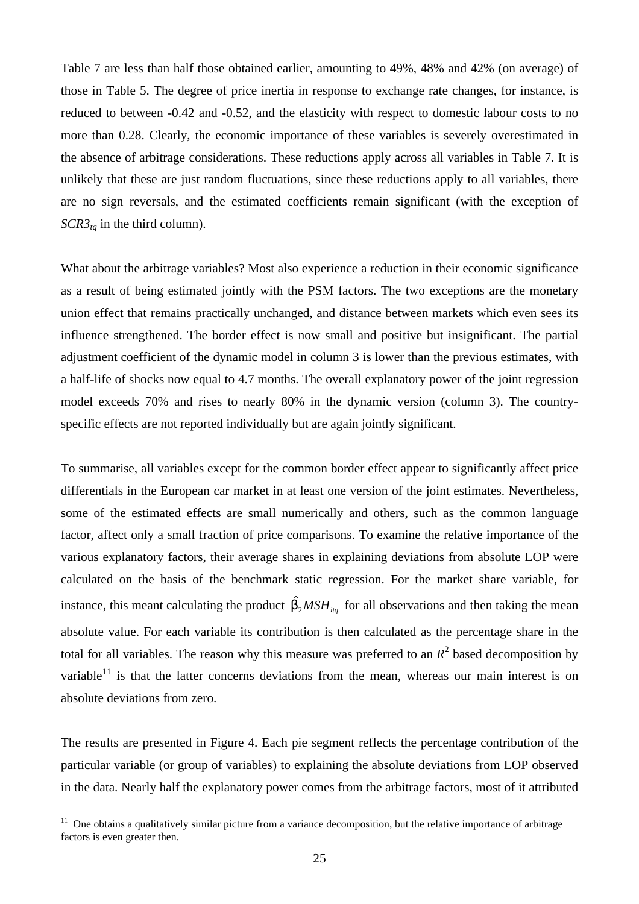Table 7 are less than half those obtained earlier, amounting to 49%, 48% and 42% (on average) of those in Table 5. The degree of price inertia in response to exchange rate changes, for instance, is reduced to between -0.42 and -0.52, and the elasticity with respect to domestic labour costs to no more than 0.28. Clearly, the economic importance of these variables is severely overestimated in the absence of arbitrage considerations. These reductions apply across all variables in Table 7. It is unlikely that these are just random fluctuations, since these reductions apply to all variables, there are no sign reversals, and the estimated coefficients remain significant (with the exception of $SCR3_{tq}$ in the third column).

What about the arbitrage variables? Most also experience a reduction in their economic significance as a result of being estimated jointly with the PSM factors. The two exceptions are the monetary union effect that remains practically unchanged, and distance between markets which even sees its influence strengthened. The border effect is now small and positive but insignificant. The partial adjustment coefficient of the dynamic model in column 3 is lower than the previous estimates, with a half-life of shocks now equal to 4.7 months. The overall explanatory power of the joint regression model exceeds 70% and rises to nearly 80% in the dynamic version (column 3). The country-specific effects are not reported individually but are again jointly significant.

To summarise, all variables except for the common border effect appear to significantly affect price differentials in the European car market in at least one version of the joint estimates. Nevertheless, some of the estimated effects are small numerically and others, such as the common language factor, affect only a small fraction of price comparisons. To examine the relative importance of the various explanatory factors, their average shares in explaining deviations from absolute LOP were calculated on the basis of the benchmark static regression. For the market share variable, for instance, this meant calculating the product $\hat{\beta}_2 MSH_{itq}$ for all observations and then taking the mean absolute value. For each variable its contribution is then calculated as the percentage share in the total for all variables. The reason why this measure was preferred to an $R^2$ based decomposition by variable[11] is that the latter concerns deviations from the mean, whereas our main interest is on absolute deviations from zero.

The results are presented in Figure 4. Each pie segment reflects the percentage contribution of the particular variable (or group of variables) to explaining the absolute deviations from LOP observed in the data. Nearly half the explanatory power comes from the arbitrage factors, most of it attributed

[11] One obtains a qualitatively similar picture from a variance decomposition, but the relative importance of arbitrage factors is even greater then.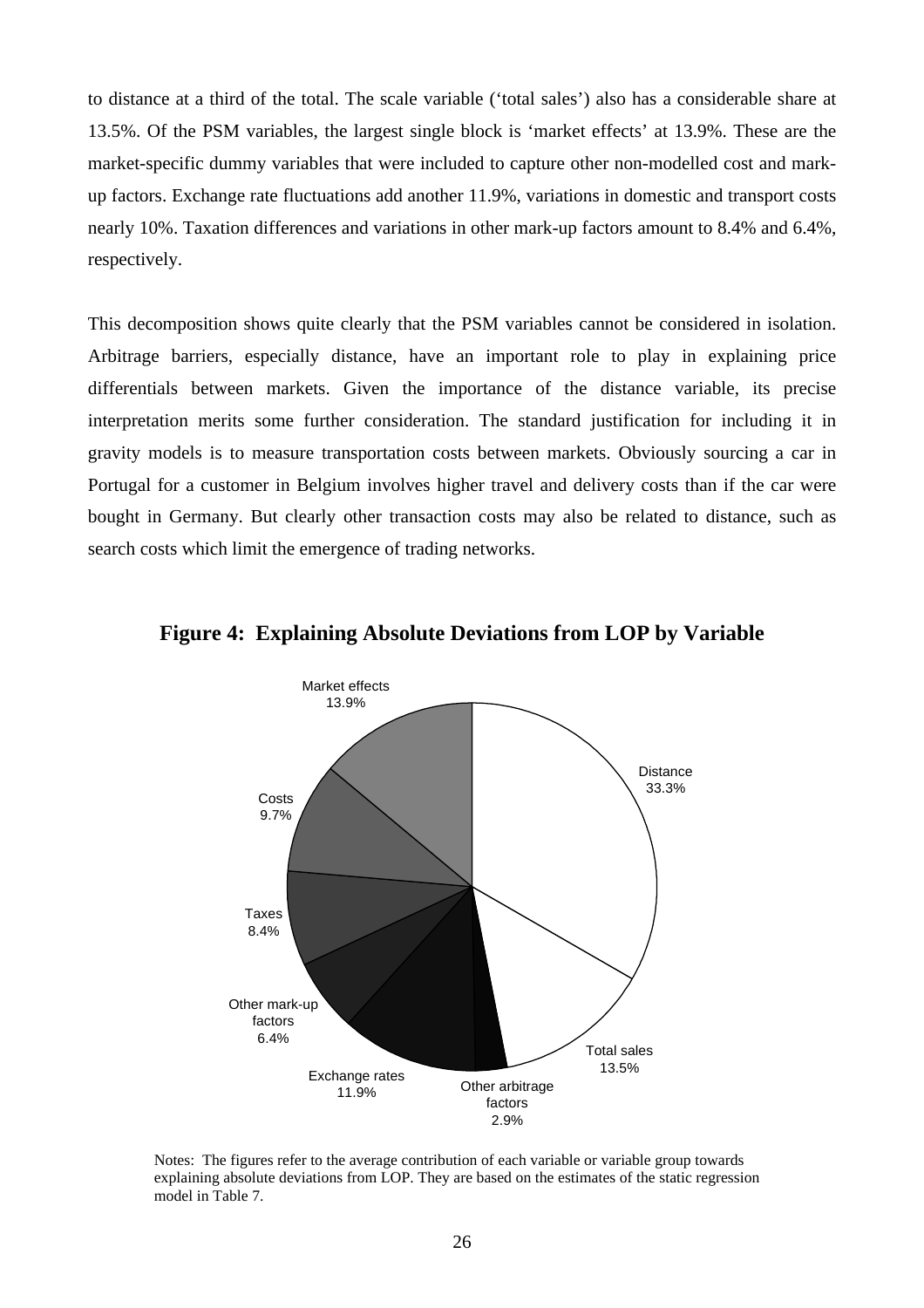to distance at a third of the total. The scale variable ('total sales') also has a considerable share at 13.5%. Of the PSM variables, the largest single block is 'market effects' at 13.9%. These are the market-specific dummy variables that were included to capture other non-modelled cost and mark-up factors. Exchange rate fluctuations add another 11.9%, variations in domestic and transport costs nearly 10%. Taxation differences and variations in other mark-up factors amount to 8.4% and 6.4%, respectively.

This decomposition shows quite clearly that the PSM variables cannot be considered in isolation. Arbitrage barriers, especially distance, have an important role to play in explaining price differentials between markets. Given the importance of the distance variable, its precise interpretation merits some further consideration. The standard justification for including it in gravity models is to measure transportation costs between markets. Obviously sourcing a car in Portugal for a customer in Belgium involves higher travel and delivery costs than if the car were bought in Germany. But clearly other transaction costs may also be related to distance, such as search costs which limit the emergence of trading networks.

**Figure 4: Explaining Absolute Deviations from LOP by Variable**

Market effects 13.9%

Distance 33.3%

Costs 9.7%

Taxes 8.4%

Other mark-up factors 6.4%

Exchange rates 11.9%

Other arbitrage factors 2.9%

Total sales 13.5%

Notes: The figures refer to the average contribution of each variable or variable group towards explaining absolute deviations from LOP. They are based on the estimates of the static regression model in Table 7.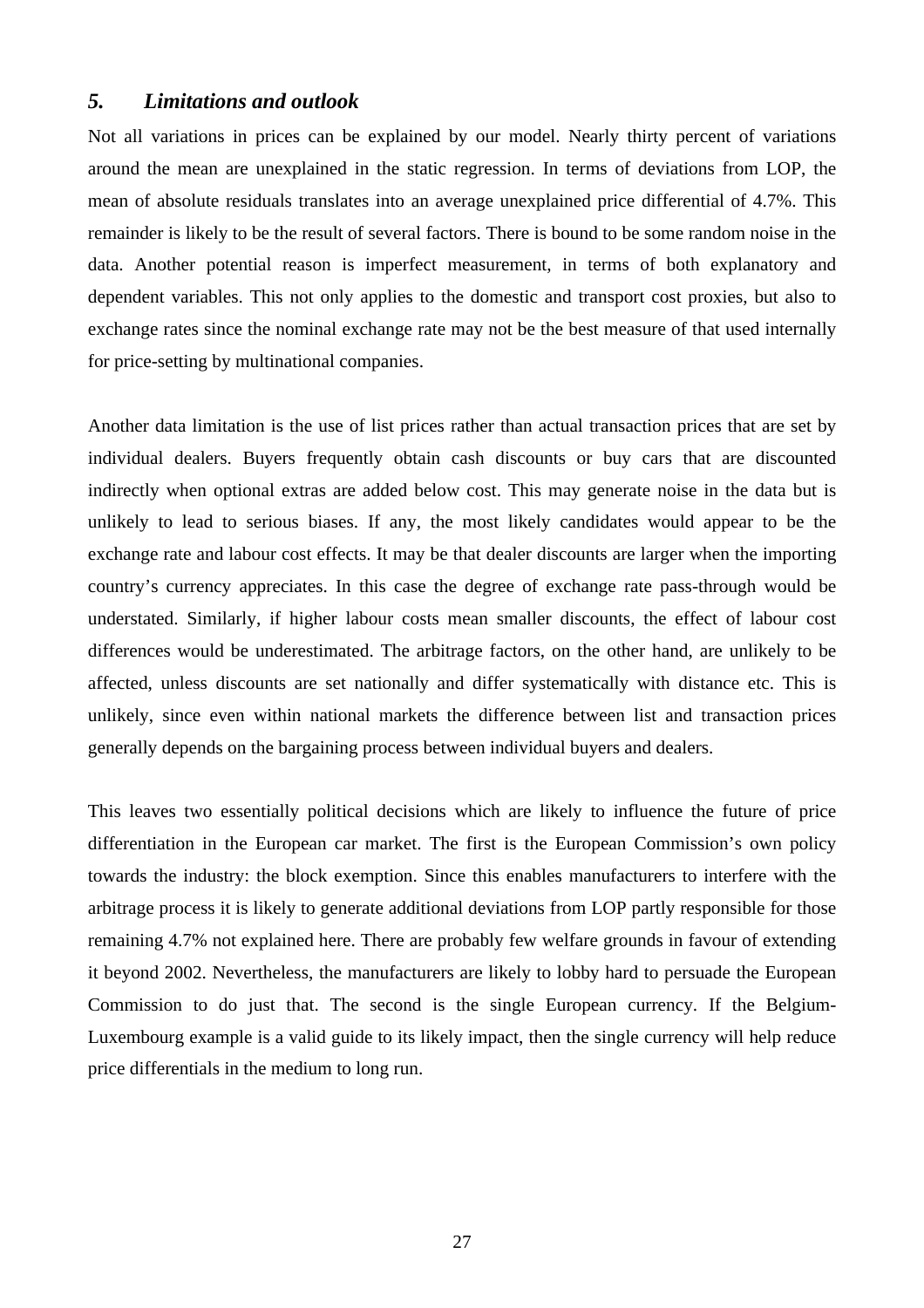## *5. Limitations and outlook*

Not all variations in prices can be explained by our model. Nearly thirty percent of variations around the mean are unexplained in the static regression. In terms of deviations from LOP, the mean of absolute residuals translates into an average unexplained price differential of 4.7%. This remainder is likely to be the result of several factors. There is bound to be some random noise in the data. Another potential reason is imperfect measurement, in terms of both explanatory and dependent variables. This not only applies to the domestic and transport cost proxies, but also to exchange rates since the nominal exchange rate may not be the best measure of that used internally for price-setting by multinational companies.

Another data limitation is the use of list prices rather than actual transaction prices that are set by individual dealers. Buyers frequently obtain cash discounts or buy cars that are discounted indirectly when optional extras are added below cost. This may generate noise in the data but is unlikely to lead to serious biases. If any, the most likely candidates would appear to be the exchange rate and labour cost effects. It may be that dealer discounts are larger when the importing country's currency appreciates. In this case the degree of exchange rate pass-through would be understated. Similarly, if higher labour costs mean smaller discounts, the effect of labour cost differences would be underestimated. The arbitrage factors, on the other hand, are unlikely to be affected, unless discounts are set nationally and differ systematically with distance etc. This is unlikely, since even within national markets the difference between list and transaction prices generally depends on the bargaining process between individual buyers and dealers.

This leaves two essentially political decisions which are likely to influence the future of price differentiation in the European car market. The first is the European Commission's own policy towards the industry: the block exemption. Since this enables manufacturers to interfere with the arbitrage process it is likely to generate additional deviations from LOP partly responsible for those remaining 4.7% not explained here. There are probably few welfare grounds in favour of extending it beyond 2002. Nevertheless, the manufacturers are likely to lobby hard to persuade the European Commission to do just that. The second is the single European currency. If the Belgium-Luxembourg example is a valid guide to its likely impact, then the single currency will help reduce price differentials in the medium to long run.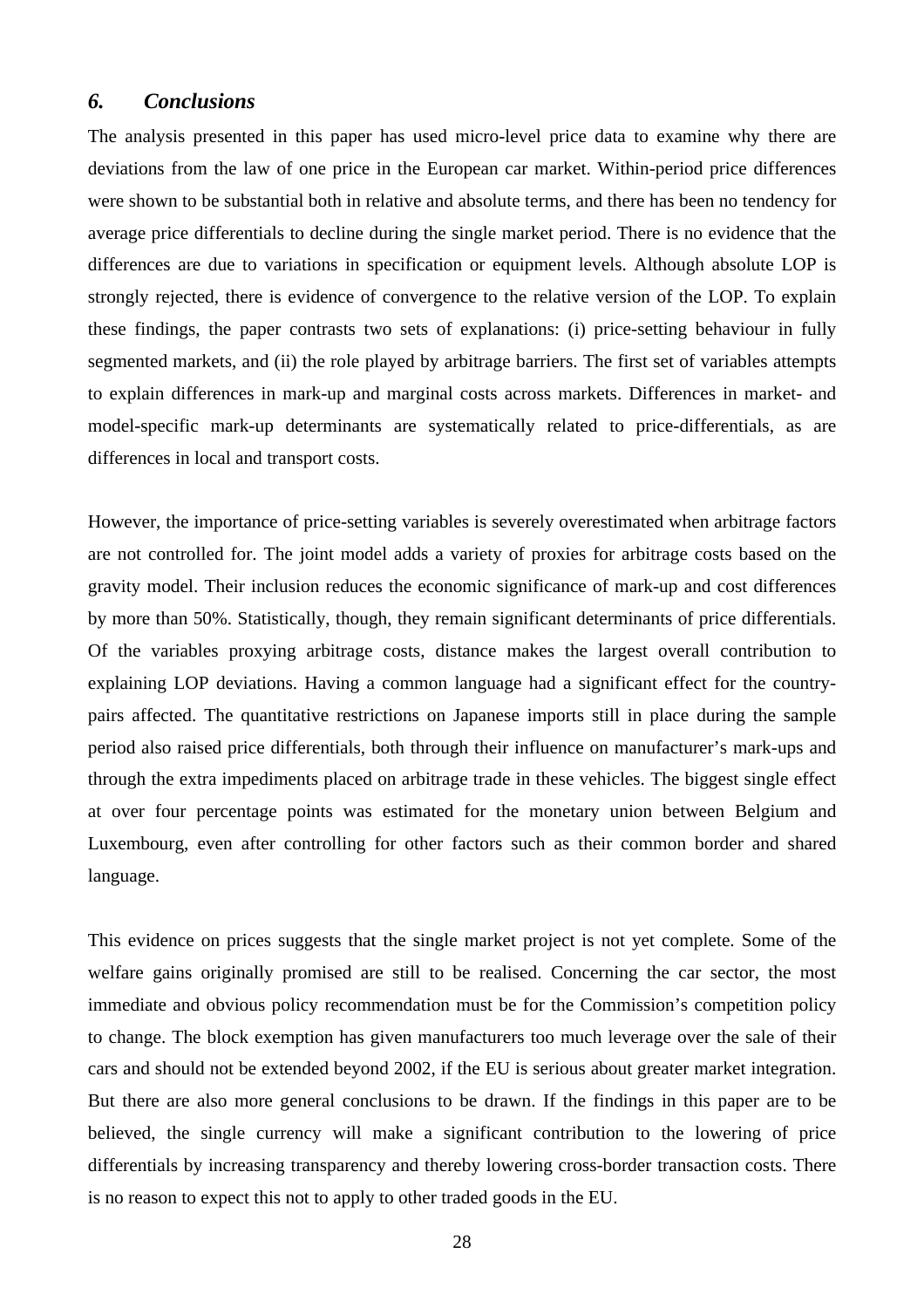## *6. Conclusions*

The analysis presented in this paper has used micro-level price data to examine why there are deviations from the law of one price in the European car market. Within-period price differences were shown to be substantial both in relative and absolute terms, and there has been no tendency for average price differentials to decline during the single market period. There is no evidence that the differences are due to variations in specification or equipment levels. Although absolute LOP is strongly rejected, there is evidence of convergence to the relative version of the LOP. To explain these findings, the paper contrasts two sets of explanations: (i) price-setting behaviour in fully segmented markets, and (ii) the role played by arbitrage barriers. The first set of variables attempts to explain differences in mark-up and marginal costs across markets. Differences in market- and model-specific mark-up determinants are systematically related to price-differentials, as are differences in local and transport costs.

However, the importance of price-setting variables is severely overestimated when arbitrage factors are not controlled for. The joint model adds a variety of proxies for arbitrage costs based on the gravity model. Their inclusion reduces the economic significance of mark-up and cost differences by more than 50%. Statistically, though, they remain significant determinants of price differentials. Of the variables proxying arbitrage costs, distance makes the largest overall contribution to explaining LOP deviations. Having a common language had a significant effect for the country-pairs affected. The quantitative restrictions on Japanese imports still in place during the sample period also raised price differentials, both through their influence on manufacturer's mark-ups and through the extra impediments placed on arbitrage trade in these vehicles. The biggest single effect at over four percentage points was estimated for the monetary union between Belgium and Luxembourg, even after controlling for other factors such as their common border and shared language.

This evidence on prices suggests that the single market project is not yet complete. Some of the welfare gains originally promised are still to be realised. Concerning the car sector, the most immediate and obvious policy recommendation must be for the Commission's competition policy to change. The block exemption has given manufacturers too much leverage over the sale of their cars and should not be extended beyond 2002, if the EU is serious about greater market integration. But there are also more general conclusions to be drawn. If the findings in this paper are to be believed, the single currency will make a significant contribution to the lowering of price differentials by increasing transparency and thereby lowering cross-border transaction costs. There is no reason to expect this not to apply to other traded goods in the EU.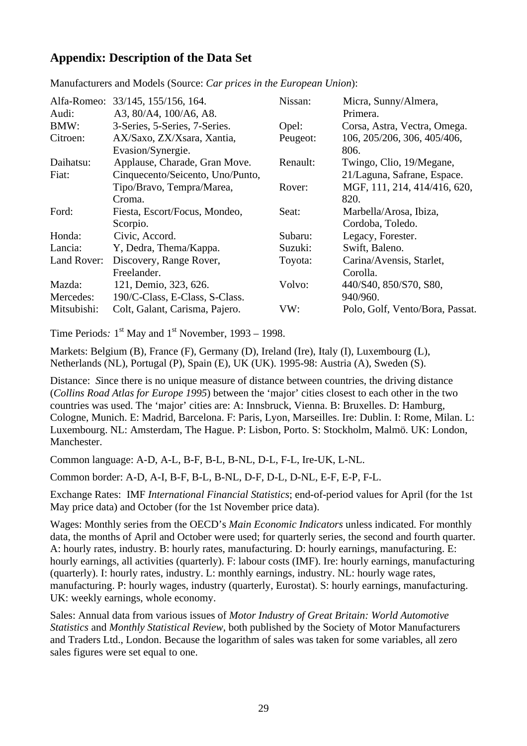## Appendix: Description of the Data Set

Manufacturers and Models (Source: *Car prices in the European Union*):

| | |
|---|---|
| Alfa-Romeo: | 33/145, 155/156, 164. |
| Audi: | A3, 80/A4, 100/A6, A8. |
| BMW: | 3-Series, 5-Series, 7-Series. |
| Citroen: | AX/Saxo, ZX/Xsara, Xantia, Evasion/Synergie. |
| Daihatsu: | Applause, Charade, Gran Move. |
| Fiat: | Cinquecento/Seicento, Uno/Punto, Tipo/Bravo, Tempra/Marea, Croma. |
| Ford: | Fiesta, Escort/Focus, Mondeo, Scorpio. |
| Honda: | Civic, Accord. |
| Lancia: | Y, Dedra, Thema/Kappa. |
| Land Rover: | Discovery, Range Rover, Freelander. |
| Mazda: | 121, Demio, 323, 626. |
| Mercedes: | 190/C-Class, E-Class, S-Class. |
| Mitsubishi: | Colt, Galant, Carisma, Pajero. |
| Nissan: | Micra, Sunny/Almera, Primera. |
| Opel: | Corsa, Astra, Vectra, Omega. |
| Peugeot: | 106, 205/206, 306, 405/406, 806. |
| Renault: | Twingo, Clio, 19/Megane, 21/Laguna, Safrane, Espace. |
| Rover: | MGF, 111, 214, 414/416, 620, 820. |
| Seat: | Marbella/Arosa, Ibiza, Cordoba, Toledo. |
| Subaru: | Legacy, Forester. |
| Suzuki: | Swift, Baleno. |
| Toyota: | Carina/Avensis, Starlet, Corolla. |
| Volvo: | 440/S40, 850/S70, S80, 940/960. |
| VW: | Polo, Golf, Vento/Bora, Passat. |

Time Periods*:* 1st May and 1st November, 1993 – 1998.

Markets: Belgium (B), France (F), Germany (D), Ireland (Ire), Italy (I), Luxembourg (L), Netherlands (NL), Portugal (P), Spain (E), UK (UK). 1995-98: Austria (A), Sweden (S).

Distance: *S*ince there is no unique measure of distance between countries, the driving distance (*Collins Road Atlas for Europe 1995*) between the 'major' cities closest to each other in the two countries was used. The 'major' cities are: A: Innsbruck, Vienna. B: Bruxelles. D: Hamburg, Cologne, Munich. E: Madrid, Barcelona. F: Paris, Lyon, Marseilles. Ire: Dublin. I: Rome, Milan. L: Luxembourg. NL: Amsterdam, The Hague. P: Lisbon, Porto. S: Stockholm, Malmö. UK: London, Manchester.

Common language: A-D, A-L, B-F, B-L, B-NL, D-L, F-L, Ire-UK, L-NL.

Common border: A-D, A-I, B-F, B-L, B-NL, D-F, D-L, D-NL, E-F, E-P, F-L.

Exchange Rates: IMF *International Financial Statistics*; end-of-period values for April (for the 1st May price data) and October (for the 1st November price data).

Wages: Monthly series from the OECD's *Main Economic Indicators* unless indicated. For monthly data, the months of April and October were used; for quarterly series, the second and fourth quarter. A: hourly rates, industry. B: hourly rates, manufacturing. D: hourly earnings, manufacturing. E: hourly earnings, all activities (quarterly). F: labour costs (IMF). Ire: hourly earnings, manufacturing (quarterly). I: hourly rates, industry. L: monthly earnings, industry. NL: hourly wage rates, manufacturing. P: hourly wages, industry (quarterly, Eurostat). S: hourly earnings, manufacturing. UK: weekly earnings, whole economy.

Sales: Annual data from various issues of *Motor Industry of Great Britain: World Automotive Statistics* and *Monthly Statistical Review*, both published by the Society of Motor Manufacturers and Traders Ltd., London. Because the logarithm of sales was taken for some variables, all zero sales figures were set equal to one.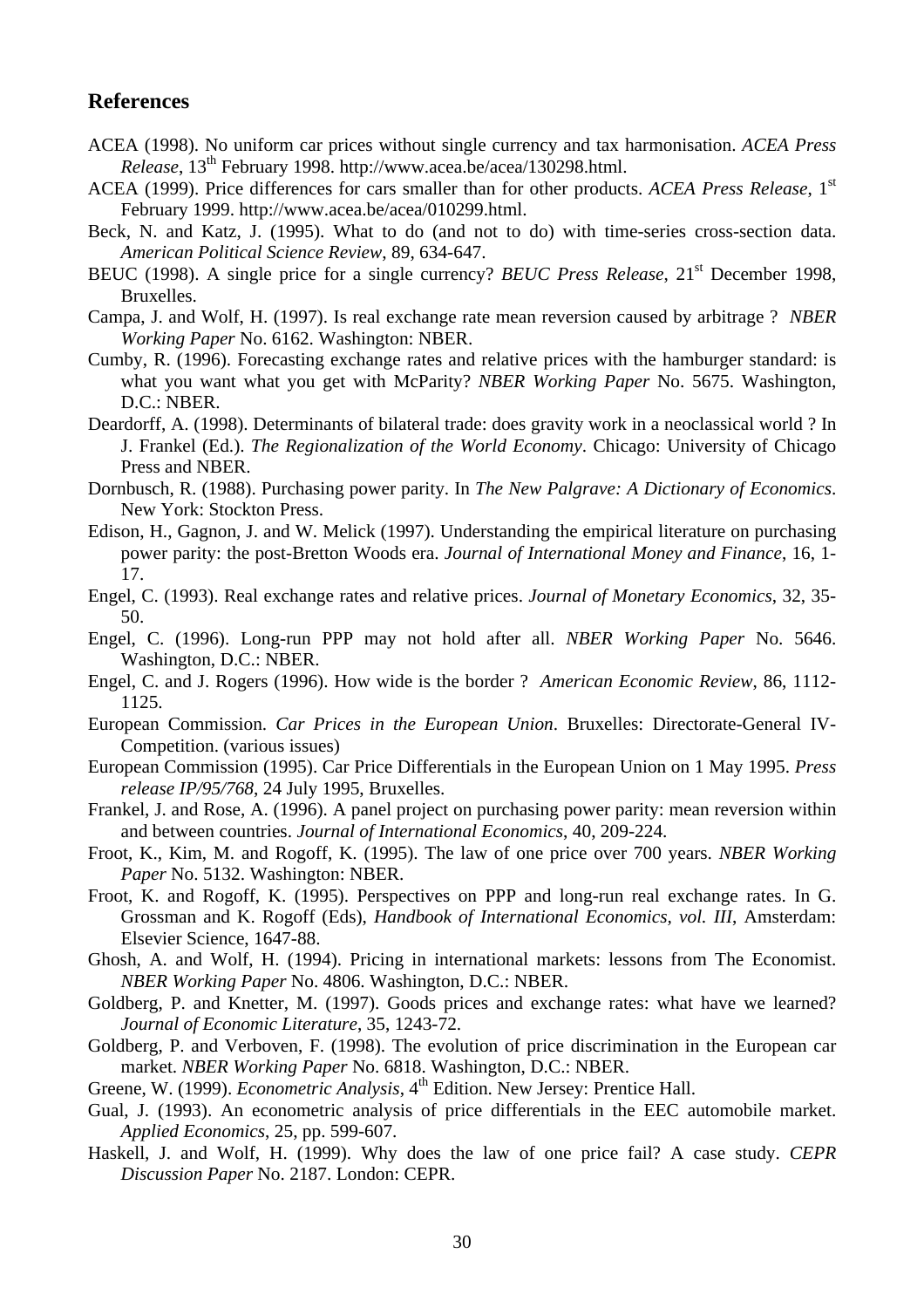## References

ACEA (1998). No uniform car prices without single currency and tax harmonisation. *ACEA Press Release*, 13th February 1998. http://www.acea.be/acea/130298.html.

ACEA (1999). Price differences for cars smaller than for other products. *ACEA Press Release*, 1st February 1999. http://www.acea.be/acea/010299.html.

Beck, N. and Katz, J. (1995). What to do (and not to do) with time-series cross-section data. *American Political Science Review*, 89, 634-647.

BEUC (1998). A single price for a single currency? *BEUC Press Release*, 21st December 1998, Bruxelles.

Campa, J. and Wolf, H. (1997). Is real exchange rate mean reversion caused by arbitrage ? *NBER Working Paper* No. 6162. Washington: NBER.

Cumby, R. (1996). Forecasting exchange rates and relative prices with the hamburger standard: is what you want what you get with McParity? *NBER Working Paper* No. 5675. Washington, D.C.: NBER.

Deardorff, A. (1998). Determinants of bilateral trade: does gravity work in a neoclassical world ? In J. Frankel (Ed.). *The Regionalization of the World Economy*. Chicago: University of Chicago Press and NBER.

Dornbusch, R. (1988). Purchasing power parity. In *The New Palgrave: A Dictionary of Economics*. New York: Stockton Press.

Edison, H., Gagnon, J. and W. Melick (1997). Understanding the empirical literature on purchasing power parity: the post-Bretton Woods era. *Journal of International Money and Finance*, 16, 1-17.

Engel, C. (1993). Real exchange rates and relative prices. *Journal of Monetary Economics*, 32, 35-50.

Engel, C. (1996). Long-run PPP may not hold after all. *NBER Working Paper* No. 5646. Washington, D.C.: NBER.

Engel, C. and J. Rogers (1996). How wide is the border ? *American Economic Review*, 86, 1112-1125.

European Commission. *Car Prices in the European Union*. Bruxelles: Directorate-General IV-Competition. (various issues)

European Commission (1995). Car Price Differentials in the European Union on 1 May 1995. *Press release IP/95/768*, 24 July 1995, Bruxelles.

Frankel, J. and Rose, A. (1996). A panel project on purchasing power parity: mean reversion within and between countries. *Journal of International Economics*, 40, 209-224.

Froot, K., Kim, M. and Rogoff, K. (1995). The law of one price over 700 years. *NBER Working Paper* No. 5132. Washington: NBER.

Froot, K. and Rogoff, K. (1995). Perspectives on PPP and long-run real exchange rates. In G. Grossman and K. Rogoff (Eds), *Handbook of International Economics, vol. III*, Amsterdam: Elsevier Science, 1647-88.

Ghosh, A. and Wolf, H. (1994). Pricing in international markets: lessons from The Economist. *NBER Working Paper* No. 4806. Washington, D.C.: NBER.

Goldberg, P. and Knetter, M. (1997). Goods prices and exchange rates: what have we learned? *Journal of Economic Literature*, 35, 1243-72.

Goldberg, P. and Verboven, F. (1998). The evolution of price discrimination in the European car market. *NBER Working Paper* No. 6818. Washington, D.C.: NBER.

Greene, W. (1999). *Econometric Analysis*, 4th Edition. New Jersey: Prentice Hall.

Gual, J. (1993). An econometric analysis of price differentials in the EEC automobile market. *Applied Economics*, 25, pp. 599-607.

Haskell, J. and Wolf, H. (1999). Why does the law of one price fail? A case study. *CEPR Discussion Paper* No. 2187. London: CEPR.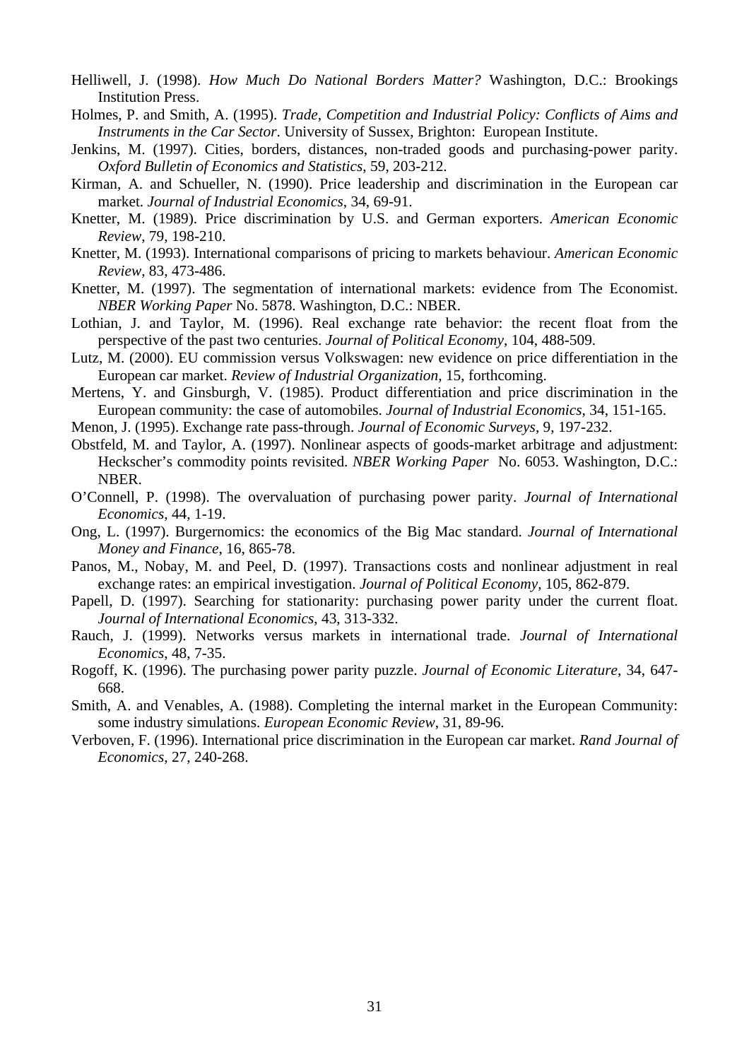Helliwell, J. (1998). *How Much Do National Borders Matter?* Washington, D.C.: Brookings Institution Press.

Holmes, P. and Smith, A. (1995). *Trade, Competition and Industrial Policy: Conflicts of Aims and Instruments in the Car Sector*. University of Sussex, Brighton: European Institute.

Jenkins, M. (1997). Cities, borders, distances, non-traded goods and purchasing-power parity. *Oxford Bulletin of Economics and Statistics*, 59, 203-212.

Kirman, A. and Schueller, N. (1990). Price leadership and discrimination in the European car market. *Journal of Industrial Economics*, 34, 69-91.

Knetter, M. (1989). Price discrimination by U.S. and German exporters. *American Economic Review*, 79, 198-210.

Knetter, M. (1993). International comparisons of pricing to markets behaviour. *American Economic Review*, 83, 473-486.

Knetter, M. (1997). The segmentation of international markets: evidence from The Economist. *NBER Working Paper* No. 5878. Washington, D.C.: NBER.

Lothian, J. and Taylor, M. (1996). Real exchange rate behavior: the recent float from the perspective of the past two centuries. *Journal of Political Economy*, 104, 488-509.

Lutz, M. (2000). EU commission versus Volkswagen: new evidence on price differentiation in the European car market. *Review of Industrial Organization*, 15, forthcoming.

Mertens, Y. and Ginsburgh, V. (1985). Product differentiation and price discrimination in the European community: the case of automobiles. *Journal of Industrial Economics*, 34, 151-165.

Menon, J. (1995). Exchange rate pass-through. *Journal of Economic Surveys*, 9, 197-232.

Obstfeld, M. and Taylor, A. (1997). Nonlinear aspects of goods-market arbitrage and adjustment: Heckscher's commodity points revisited. *NBER Working Paper* No. 6053. Washington, D.C.: NBER.

O'Connell, P. (1998). The overvaluation of purchasing power parity. *Journal of International Economics*, 44, 1-19.

Ong, L. (1997). Burgernomics: the economics of the Big Mac standard. *Journal of International Money and Finance*, 16, 865-78.

Panos, M., Nobay, M. and Peel, D. (1997). Transactions costs and nonlinear adjustment in real exchange rates: an empirical investigation. *Journal of Political Economy*, 105, 862-879.

Papell, D. (1997). Searching for stationarity: purchasing power parity under the current float. *Journal of International Economics*, 43, 313-332.

Rauch, J. (1999). Networks versus markets in international trade. *Journal of International Economics*, 48, 7-35.

Rogoff, K. (1996). The purchasing power parity puzzle. *Journal of Economic Literature*, 34, 647-668.

Smith, A. and Venables, A. (1988). Completing the internal market in the European Community: some industry simulations. *European Economic Review*, 31, 89-96.

Verboven, F. (1996). International price discrimination in the European car market. *Rand Journal of Economics*, 27, 240-268.